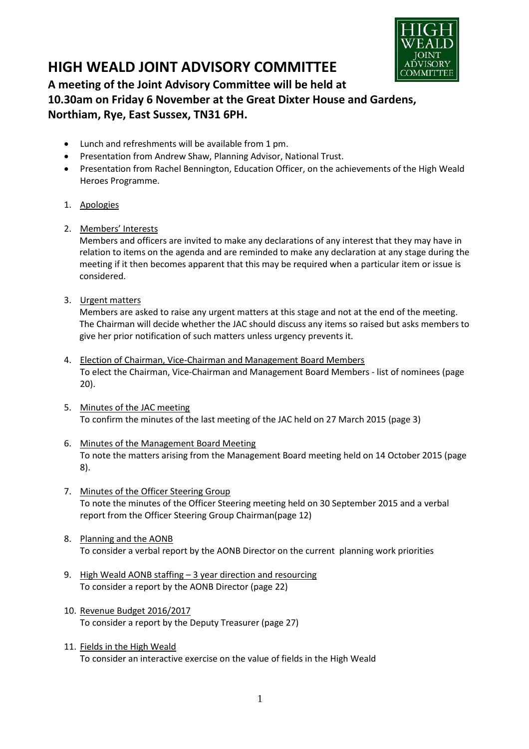# HIGH WEALD JOINT ADVISORY COMMITTEE

## A meeting of the Joint Advisory Committee will be held at 10.30am on Friday 6 November at the Great Dixter House and Gardens, Northiam, Rye, East Sussex, TN31 6PH.

- Lunch and refreshments will be available from 1 pm.
- Presentation from Andrew Shaw, Planning Advisor, National Trust.
- Presentation from Rachel Bennington, Education Officer, on the achievements of the High Weald Heroes Programme.

1. Apologies

2. Members' Interests
   Members and officers are invited to make any declarations of any interest that they may have in relation to items on the agenda and are reminded to make any declaration at any stage during the meeting if it then becomes apparent that this may be required when a particular item or issue is considered.

3. Urgent matters
   Members are asked to raise any urgent matters at this stage and not at the end of the meeting. The Chairman will decide whether the JAC should discuss any items so raised but asks members to give her prior notification of such matters unless urgency prevents it.

4. Election of Chairman, Vice-Chairman and Management Board Members
   To elect the Chairman, Vice-Chairman and Management Board Members - list of nominees (page 20).

5. Minutes of the JAC meeting
   To confirm the minutes of the last meeting of the JAC held on 27 March 2015 (page 3)

6. Minutes of the Management Board Meeting
   To note the matters arising from the Management Board meeting held on 14 October 2015 (page 8).

7. Minutes of the Officer Steering Group
   To note the minutes of the Officer Steering meeting held on 30 September 2015 and a verbal report from the Officer Steering Group Chairman(page 12)

8. Planning and the AONB
   To consider a verbal report by the AONB Director on the current planning work priorities

9. High Weald AONB staffing – 3 year direction and resourcing
   To consider a report by the AONB Director (page 22)

10. Revenue Budget 2016/2017
    To consider a report by the Deputy Treasurer (page 27)

11. Fields in the High Weald
    To consider an interactive exercise on the value of fields in the High Weald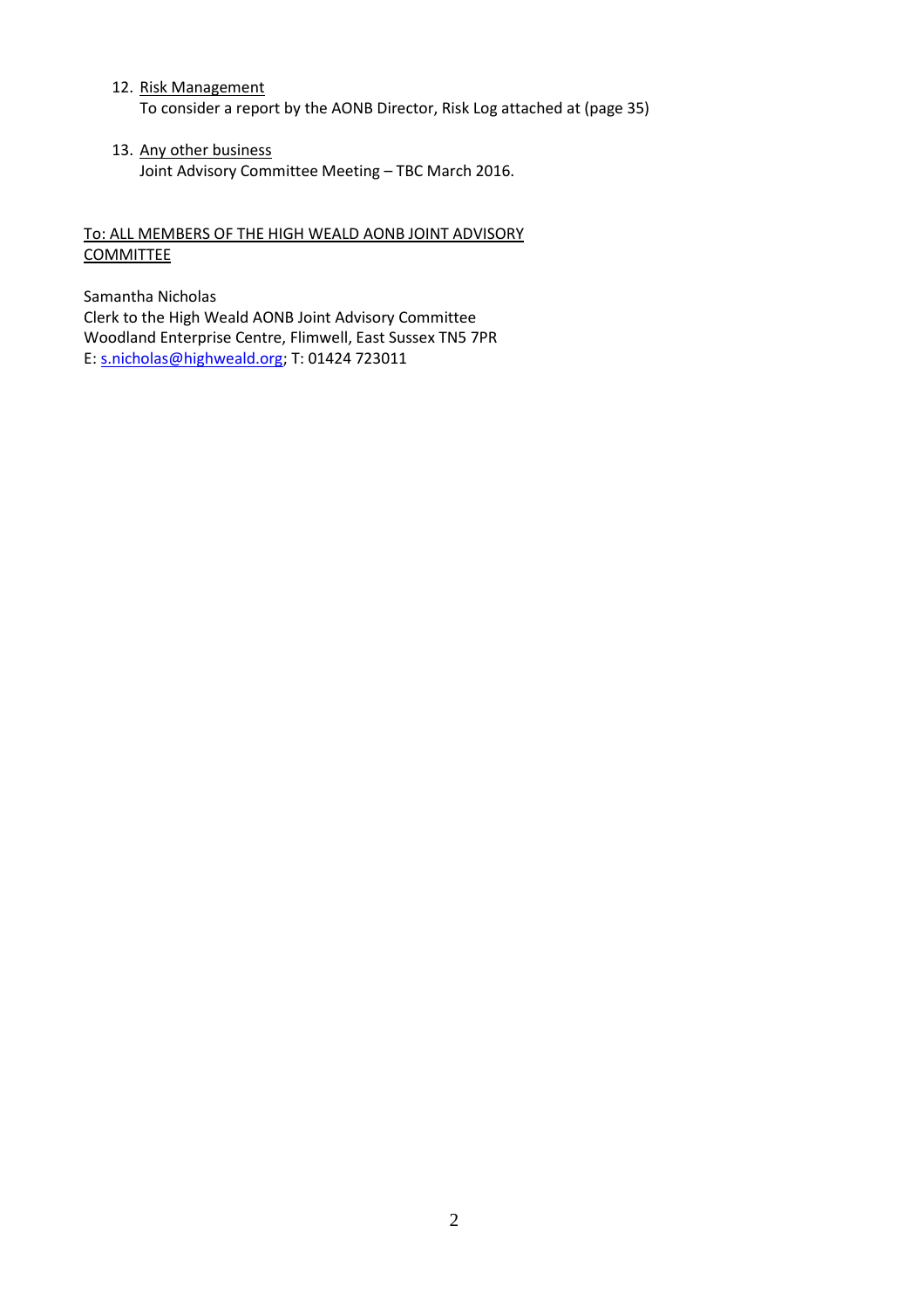12. Risk Management
    To consider a report by the AONB Director, Risk Log attached at (page 35)

13. Any other business
    Joint Advisory Committee Meeting – TBC March 2016.

To: ALL MEMBERS OF THE HIGH WEALD AONB JOINT ADVISORY COMMITTEE

Samantha Nicholas
Clerk to the High Weald AONB Joint Advisory Committee
Woodland Enterprise Centre, Flimwell, East Sussex TN5 7PR
E: s.nicholas@highweald.org; T: 01424 723011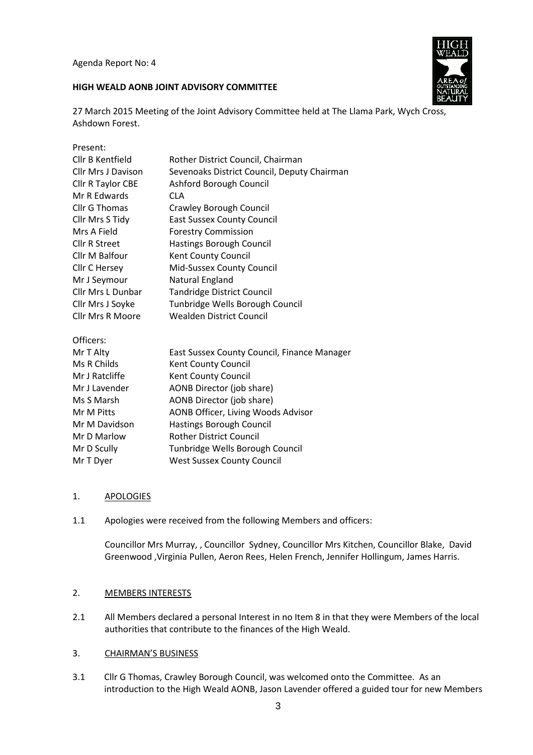Agenda Report No: 4

**HIGH WEALD AONB JOINT ADVISORY COMMITTEE**

27 March 2015 Meeting of the Joint Advisory Committee held at The Llama Park, Wych Cross, Ashdown Forest.

Present:

| | |
|---|---|
| Cllr B Kentfield | Rother District Council, Chairman |
| Cllr Mrs J Davison | Sevenoaks District Council, Deputy Chairman |
| Cllr R Taylor CBE | Ashford Borough Council |
| Mr R Edwards | CLA |
| Cllr G Thomas | Crawley Borough Council |
| Cllr Mrs S Tidy | East Sussex County Council |
| Mrs A Field | Forestry Commission |
| Cllr R Street | Hastings Borough Council |
| Cllr M Balfour | Kent County Council |
| Cllr C Hersey | Mid-Sussex County Council |
| Mr J Seymour | Natural England |
| Cllr Mrs L Dunbar | Tandridge District Council |
| Cllr Mrs J Soyke | Tunbridge Wells Borough Council |
| Cllr Mrs R Moore | Wealden District Council |

Officers:

| | |
|---|---|
| Mr T Alty | East Sussex County Council, Finance Manager |
| Ms R Childs | Kent County Council |
| Mr J Ratcliffe | Kent County Council |
| Mr J Lavender | AONB Director (job share) |
| Ms S Marsh | AONB Director (job share) |
| Mr M Pitts | AONB Officer, Living Woods Advisor |
| Mr M Davidson | Hastings Borough Council |
| Mr D Marlow | Rother District Council |
| Mr D Scully | Tunbridge Wells Borough Council |
| Mr T Dyer | West Sussex County Council |

## 1. APOLOGIES

1.1 Apologies were received from the following Members and officers:

Councillor Mrs Murray, , Councillor Sydney, Councillor Mrs Kitchen, Councillor Blake, David Greenwood ,Virginia Pullen, Aeron Rees, Helen French, Jennifer Hollingum, James Harris.

## 2. MEMBERS INTERESTS

2.1 All Members declared a personal Interest in no Item 8 in that they were Members of the local authorities that contribute to the finances of the High Weald.

## 3. CHAIRMAN'S BUSINESS

3.1 Cllr G Thomas, Crawley Borough Council, was welcomed onto the Committee. As an introduction to the High Weald AONB, Jason Lavender offered a guided tour for new Members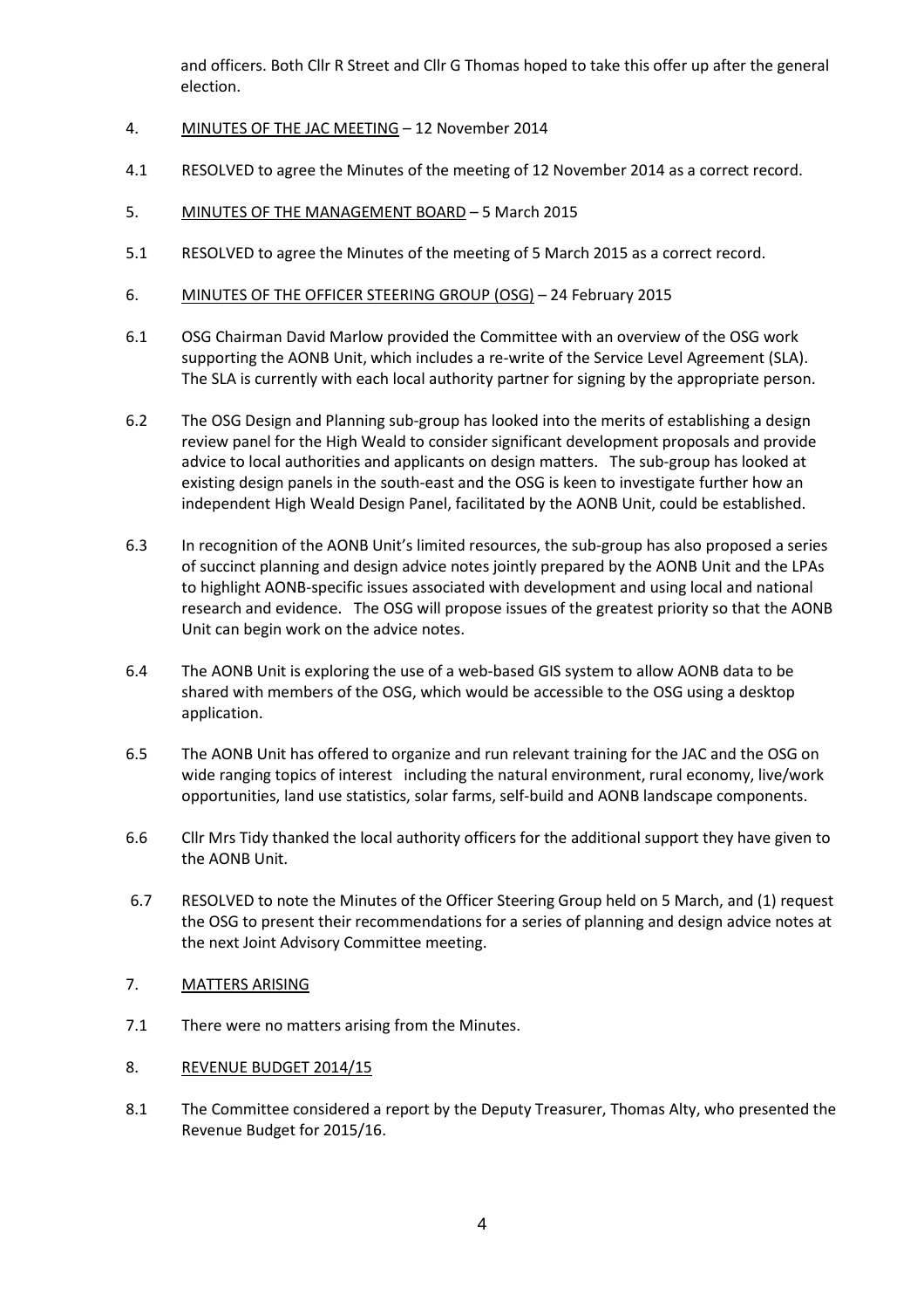and officers. Both Cllr R Street and Cllr G Thomas hoped to take this offer up after the general election.

4. MINUTES OF THE JAC MEETING – 12 November 2014

4.1 RESOLVED to agree the Minutes of the meeting of 12 November 2014 as a correct record.

5. MINUTES OF THE MANAGEMENT BOARD – 5 March 2015

5.1 RESOLVED to agree the Minutes of the meeting of 5 March 2015 as a correct record.

6. MINUTES OF THE OFFICER STEERING GROUP (OSG) – 24 February 2015

6.1 OSG Chairman David Marlow provided the Committee with an overview of the OSG work supporting the AONB Unit, which includes a re-write of the Service Level Agreement (SLA). The SLA is currently with each local authority partner for signing by the appropriate person.

6.2 The OSG Design and Planning sub-group has looked into the merits of establishing a design review panel for the High Weald to consider significant development proposals and provide advice to local authorities and applicants on design matters. The sub-group has looked at existing design panels in the south-east and the OSG is keen to investigate further how an independent High Weald Design Panel, facilitated by the AONB Unit, could be established.

6.3 In recognition of the AONB Unit's limited resources, the sub-group has also proposed a series of succinct planning and design advice notes jointly prepared by the AONB Unit and the LPAs to highlight AONB-specific issues associated with development and using local and national research and evidence. The OSG will propose issues of the greatest priority so that the AONB Unit can begin work on the advice notes.

6.4 The AONB Unit is exploring the use of a web-based GIS system to allow AONB data to be shared with members of the OSG, which would be accessible to the OSG using a desktop application.

6.5 The AONB Unit has offered to organize and run relevant training for the JAC and the OSG on wide ranging topics of interest including the natural environment, rural economy, live/work opportunities, land use statistics, solar farms, self-build and AONB landscape components.

6.6 Cllr Mrs Tidy thanked the local authority officers for the additional support they have given to the AONB Unit.

6.7 RESOLVED to note the Minutes of the Officer Steering Group held on 5 March, and (1) request the OSG to present their recommendations for a series of planning and design advice notes at the next Joint Advisory Committee meeting.

7. MATTERS ARISING

7.1 There were no matters arising from the Minutes.

8. REVENUE BUDGET 2014/15

8.1 The Committee considered a report by the Deputy Treasurer, Thomas Alty, who presented the Revenue Budget for 2015/16.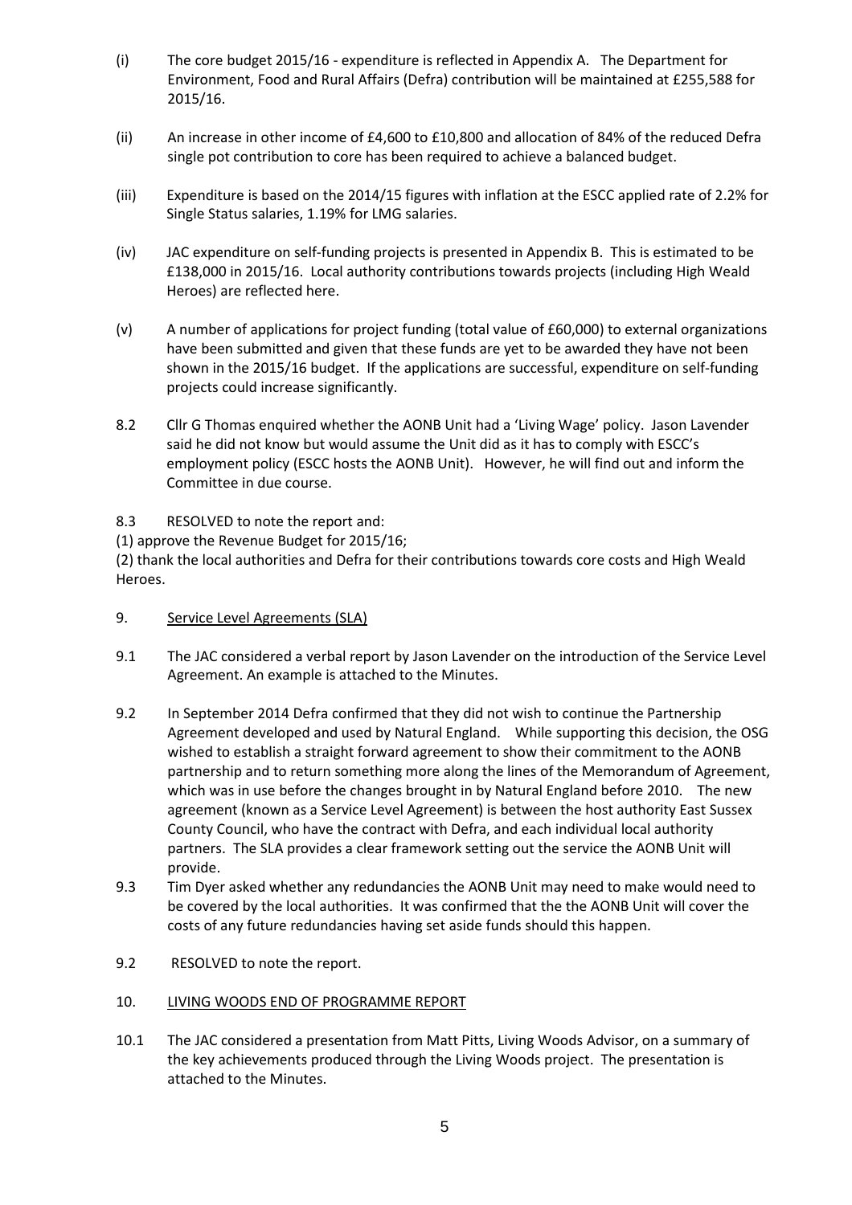(i) The core budget 2015/16 - expenditure is reflected in Appendix A. The Department for Environment, Food and Rural Affairs (Defra) contribution will be maintained at £255,588 for 2015/16.

(ii) An increase in other income of £4,600 to £10,800 and allocation of 84% of the reduced Defra single pot contribution to core has been required to achieve a balanced budget.

(iii) Expenditure is based on the 2014/15 figures with inflation at the ESCC applied rate of 2.2% for Single Status salaries, 1.19% for LMG salaries.

(iv) JAC expenditure on self-funding projects is presented in Appendix B. This is estimated to be £138,000 in 2015/16. Local authority contributions towards projects (including High Weald Heroes) are reflected here.

(v) A number of applications for project funding (total value of £60,000) to external organizations have been submitted and given that these funds are yet to be awarded they have not been shown in the 2015/16 budget. If the applications are successful, expenditure on self-funding projects could increase significantly.

8.2 Cllr G Thomas enquired whether the AONB Unit had a 'Living Wage' policy. Jason Lavender said he did not know but would assume the Unit did as it has to comply with ESCC's employment policy (ESCC hosts the AONB Unit). However, he will find out and inform the Committee in due course.

8.3 RESOLVED to note the report and:
(1) approve the Revenue Budget for 2015/16;
(2) thank the local authorities and Defra for their contributions towards core costs and High Weald Heroes.

9. Service Level Agreements (SLA)

9.1 The JAC considered a verbal report by Jason Lavender on the introduction of the Service Level Agreement. An example is attached to the Minutes.

9.2 In September 2014 Defra confirmed that they did not wish to continue the Partnership Agreement developed and used by Natural England. While supporting this decision, the OSG wished to establish a straight forward agreement to show their commitment to the AONB partnership and to return something more along the lines of the Memorandum of Agreement, which was in use before the changes brought in by Natural England before 2010. The new agreement (known as a Service Level Agreement) is between the host authority East Sussex County Council, who have the contract with Defra, and each individual local authority partners. The SLA provides a clear framework setting out the service the AONB Unit will provide.

9.3 Tim Dyer asked whether any redundancies the AONB Unit may need to make would need to be covered by the local authorities. It was confirmed that the the AONB Unit will cover the costs of any future redundancies having set aside funds should this happen.

9.2 RESOLVED to note the report.

10. LIVING WOODS END OF PROGRAMME REPORT

10.1 The JAC considered a presentation from Matt Pitts, Living Woods Advisor, on a summary of the key achievements produced through the Living Woods project. The presentation is attached to the Minutes.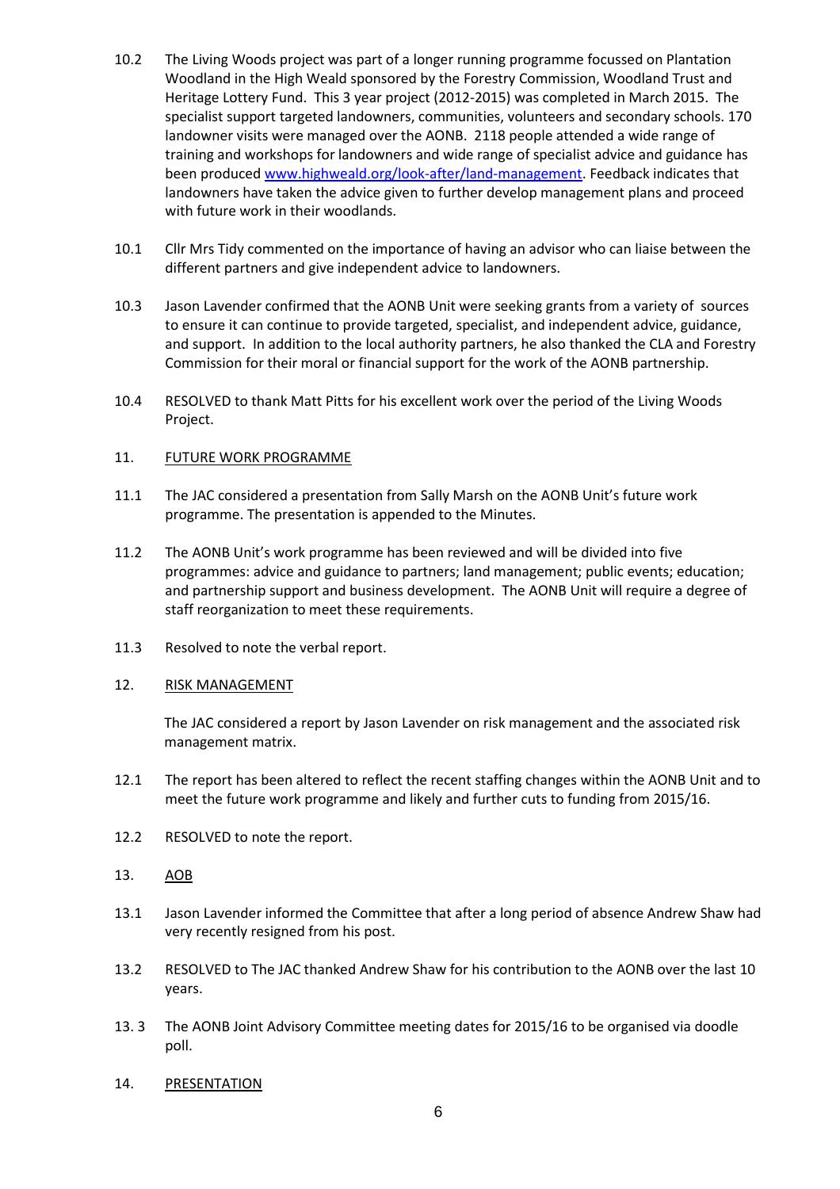10.2 The Living Woods project was part of a longer running programme focussed on Plantation Woodland in the High Weald sponsored by the Forestry Commission, Woodland Trust and Heritage Lottery Fund. This 3 year project (2012-2015) was completed in March 2015. The specialist support targeted landowners, communities, volunteers and secondary schools. 170 landowner visits were managed over the AONB. 2118 people attended a wide range of training and workshops for landowners and wide range of specialist advice and guidance has been produced [www.highweald.org/look-after/land-management](www.highweald.org/look-after/land-management). Feedback indicates that landowners have taken the advice given to further develop management plans and proceed with future work in their woodlands.

10.1 Cllr Mrs Tidy commented on the importance of having an advisor who can liaise between the different partners and give independent advice to landowners.

10.3 Jason Lavender confirmed that the AONB Unit were seeking grants from a variety of sources to ensure it can continue to provide targeted, specialist, and independent advice, guidance, and support. In addition to the local authority partners, he also thanked the CLA and Forestry Commission for their moral or financial support for the work of the AONB partnership.

10.4 RESOLVED to thank Matt Pitts for his excellent work over the period of the Living Woods Project.

11. <u>FUTURE WORK PROGRAMME</u>

11.1 The JAC considered a presentation from Sally Marsh on the AONB Unit's future work programme. The presentation is appended to the Minutes.

11.2 The AONB Unit's work programme has been reviewed and will be divided into five programmes: advice and guidance to partners; land management; public events; education; and partnership support and business development. The AONB Unit will require a degree of staff reorganization to meet these requirements.

11.3 Resolved to note the verbal report.

12. <u>RISK MANAGEMENT</u>

The JAC considered a report by Jason Lavender on risk management and the associated risk management matrix.

12.1 The report has been altered to reflect the recent staffing changes within the AONB Unit and to meet the future work programme and likely and further cuts to funding from 2015/16.

12.2 RESOLVED to note the report.

13. <u>AOB</u>

13.1 Jason Lavender informed the Committee that after a long period of absence Andrew Shaw had very recently resigned from his post.

13.2 RESOLVED to The JAC thanked Andrew Shaw for his contribution to the AONB over the last 10 years.

13. 3 The AONB Joint Advisory Committee meeting dates for 2015/16 to be organised via doodle poll.

14. <u>PRESENTATION</u>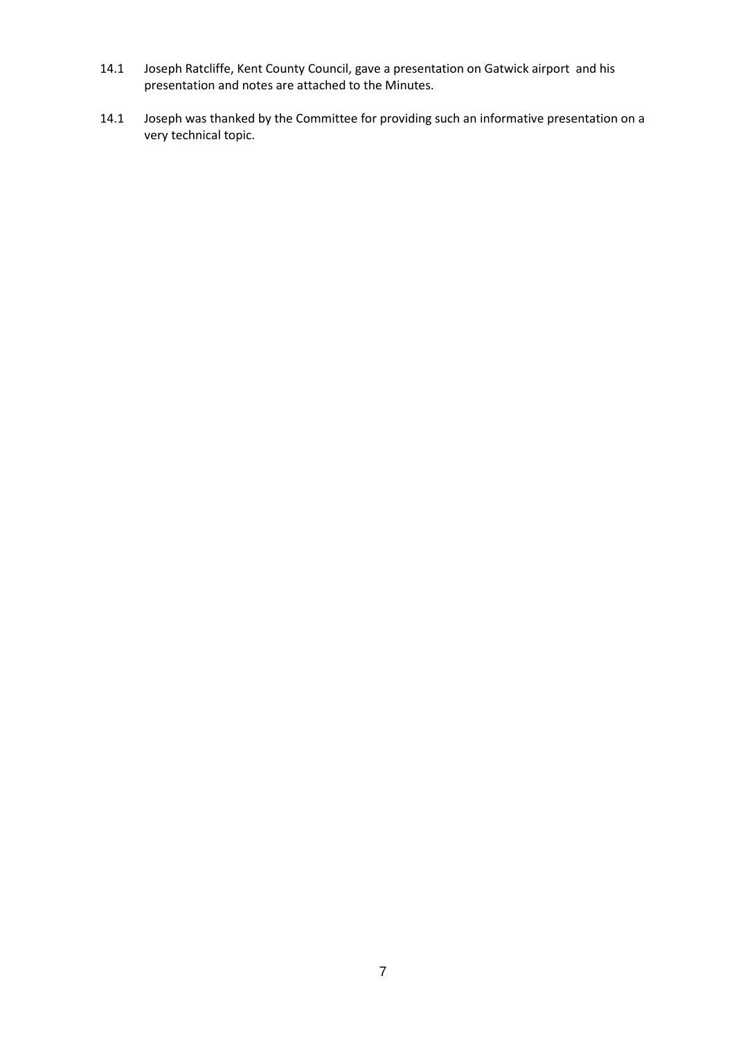14.1 Joseph Ratcliffe, Kent County Council, gave a presentation on Gatwick airport and his presentation and notes are attached to the Minutes.

14.1 Joseph was thanked by the Committee for providing such an informative presentation on a very technical topic.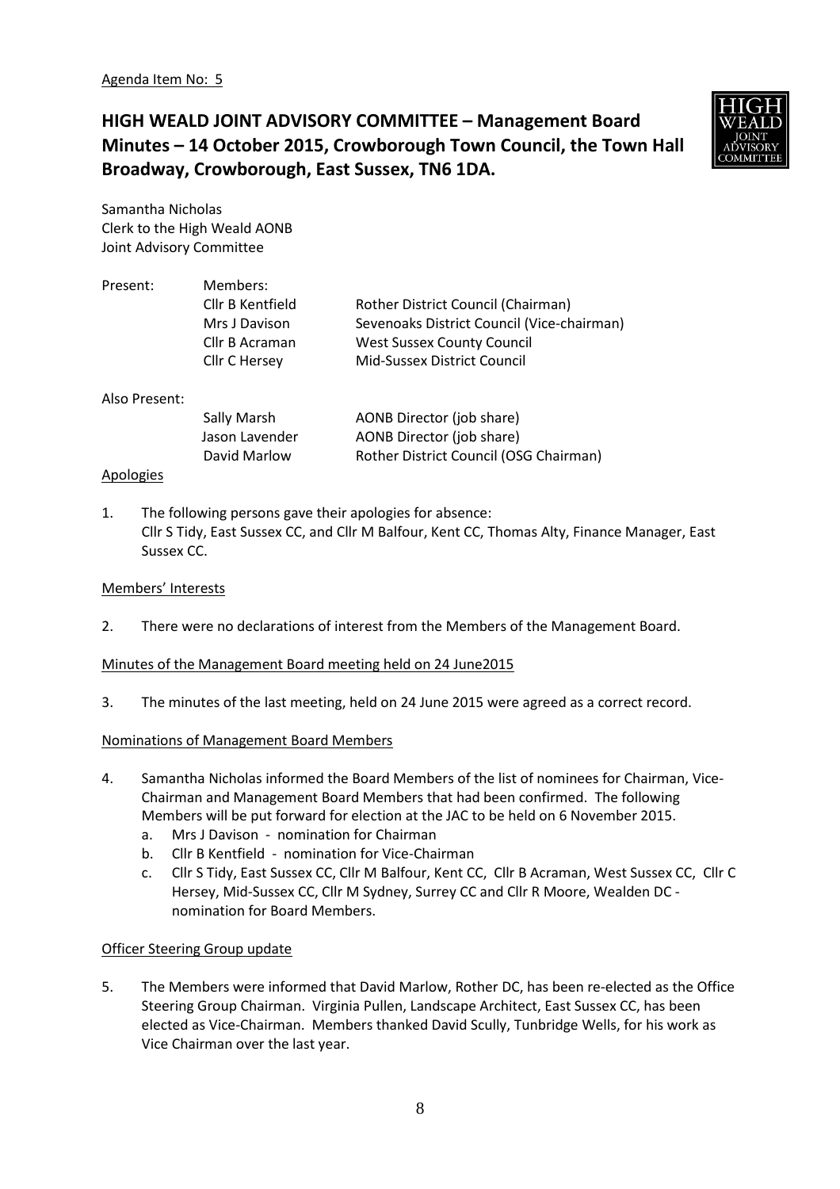Agenda Item No: 5

# HIGH WEALD JOINT ADVISORY COMMITTEE – Management Board Minutes – 14 October 2015, Crowborough Town Council, the Town Hall Broadway, Crowborough, East Sussex, TN6 1DA.

Samantha Nicholas
Clerk to the High Weald AONB
Joint Advisory Committee

| Present: | Members: | |
|---|---|---|
| | Cllr B Kentfield | Rother District Council (Chairman) |
| | Mrs J Davison | Sevenoaks District Council (Vice-chairman) |
| | Cllr B Acraman | West Sussex County Council |
| | Cllr C Hersey | Mid-Sussex District Council |

| Also Present: | | |
|---|---|---|
| | Sally Marsh | AONB Director (job share) |
| | Jason Lavender | AONB Director (job share) |
| | David Marlow | Rother District Council (OSG Chairman) |

Apologies

1. The following persons gave their apologies for absence: Cllr S Tidy, East Sussex CC, and Cllr M Balfour, Kent CC, Thomas Alty, Finance Manager, East Sussex CC.

Members' Interests

2. There were no declarations of interest from the Members of the Management Board.

Minutes of the Management Board meeting held on 24 June2015

3. The minutes of the last meeting, held on 24 June 2015 were agreed as a correct record.

Nominations of Management Board Members

4. Samantha Nicholas informed the Board Members of the list of nominees for Chairman, Vice-Chairman and Management Board Members that had been confirmed. The following Members will be put forward for election at the JAC to be held on 6 November 2015.
   a. Mrs J Davison - nomination for Chairman
   b. Cllr B Kentfield - nomination for Vice-Chairman
   c. Cllr S Tidy, East Sussex CC, Cllr M Balfour, Kent CC, Cllr B Acraman, West Sussex CC, Cllr C Hersey, Mid-Sussex CC, Cllr M Sydney, Surrey CC and Cllr R Moore, Wealden DC - nomination for Board Members.

Officer Steering Group update

5. The Members were informed that David Marlow, Rother DC, has been re-elected as the Office Steering Group Chairman. Virginia Pullen, Landscape Architect, East Sussex CC, has been elected as Vice-Chairman. Members thanked David Scully, Tunbridge Wells, for his work as Vice Chairman over the last year.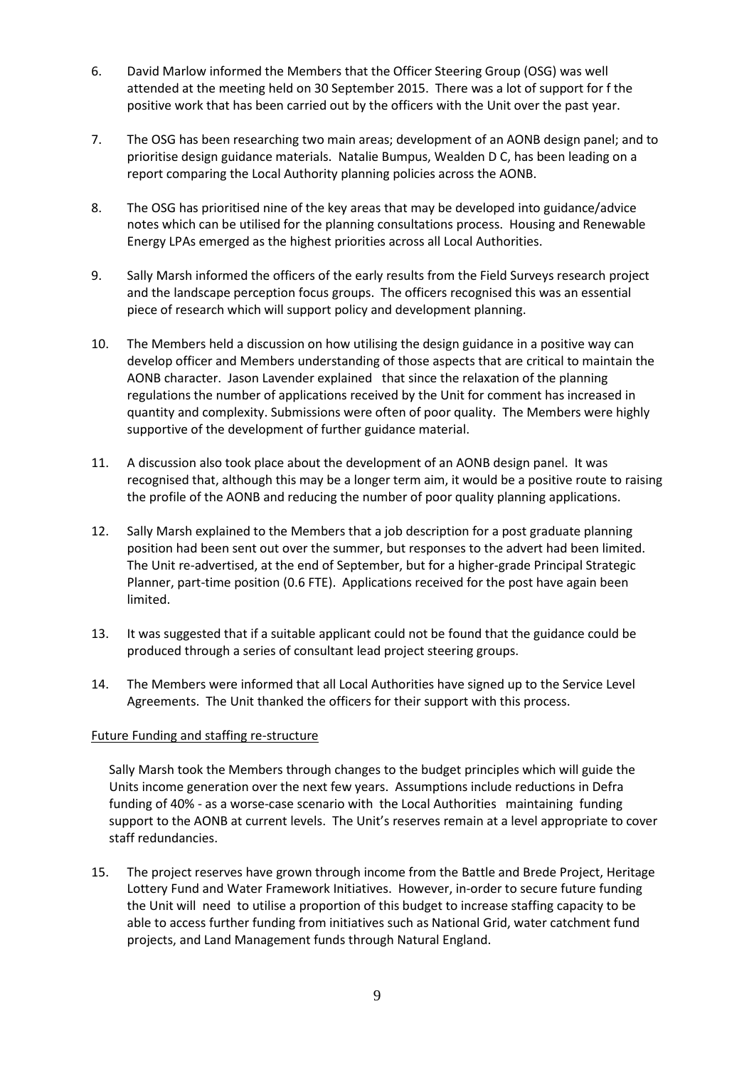6. David Marlow informed the Members that the Officer Steering Group (OSG) was well attended at the meeting held on 30 September 2015. There was a lot of support for f the positive work that has been carried out by the officers with the Unit over the past year.

7. The OSG has been researching two main areas; development of an AONB design panel; and to prioritise design guidance materials. Natalie Bumpus, Wealden D C, has been leading on a report comparing the Local Authority planning policies across the AONB.

8. The OSG has prioritised nine of the key areas that may be developed into guidance/advice notes which can be utilised for the planning consultations process. Housing and Renewable Energy LPAs emerged as the highest priorities across all Local Authorities.

9. Sally Marsh informed the officers of the early results from the Field Surveys research project and the landscape perception focus groups. The officers recognised this was an essential piece of research which will support policy and development planning.

10. The Members held a discussion on how utilising the design guidance in a positive way can develop officer and Members understanding of those aspects that are critical to maintain the AONB character. Jason Lavender explained that since the relaxation of the planning regulations the number of applications received by the Unit for comment has increased in quantity and complexity. Submissions were often of poor quality. The Members were highly supportive of the development of further guidance material.

11. A discussion also took place about the development of an AONB design panel. It was recognised that, although this may be a longer term aim, it would be a positive route to raising the profile of the AONB and reducing the number of poor quality planning applications.

12. Sally Marsh explained to the Members that a job description for a post graduate planning position had been sent out over the summer, but responses to the advert had been limited. The Unit re-advertised, at the end of September, but for a higher-grade Principal Strategic Planner, part-time position (0.6 FTE). Applications received for the post have again been limited.

13. It was suggested that if a suitable applicant could not be found that the guidance could be produced through a series of consultant lead project steering groups.

14. The Members were informed that all Local Authorities have signed up to the Service Level Agreements. The Unit thanked the officers for their support with this process.

<u>Future Funding and staffing re-structure</u>

Sally Marsh took the Members through changes to the budget principles which will guide the Units income generation over the next few years. Assumptions include reductions in Defra funding of 40% - as a worse-case scenario with the Local Authorities maintaining funding support to the AONB at current levels. The Unit's reserves remain at a level appropriate to cover staff redundancies.

15. The project reserves have grown through income from the Battle and Brede Project, Heritage Lottery Fund and Water Framework Initiatives. However, in-order to secure future funding the Unit will need to utilise a proportion of this budget to increase staffing capacity to be able to access further funding from initiatives such as National Grid, water catchment fund projects, and Land Management funds through Natural England.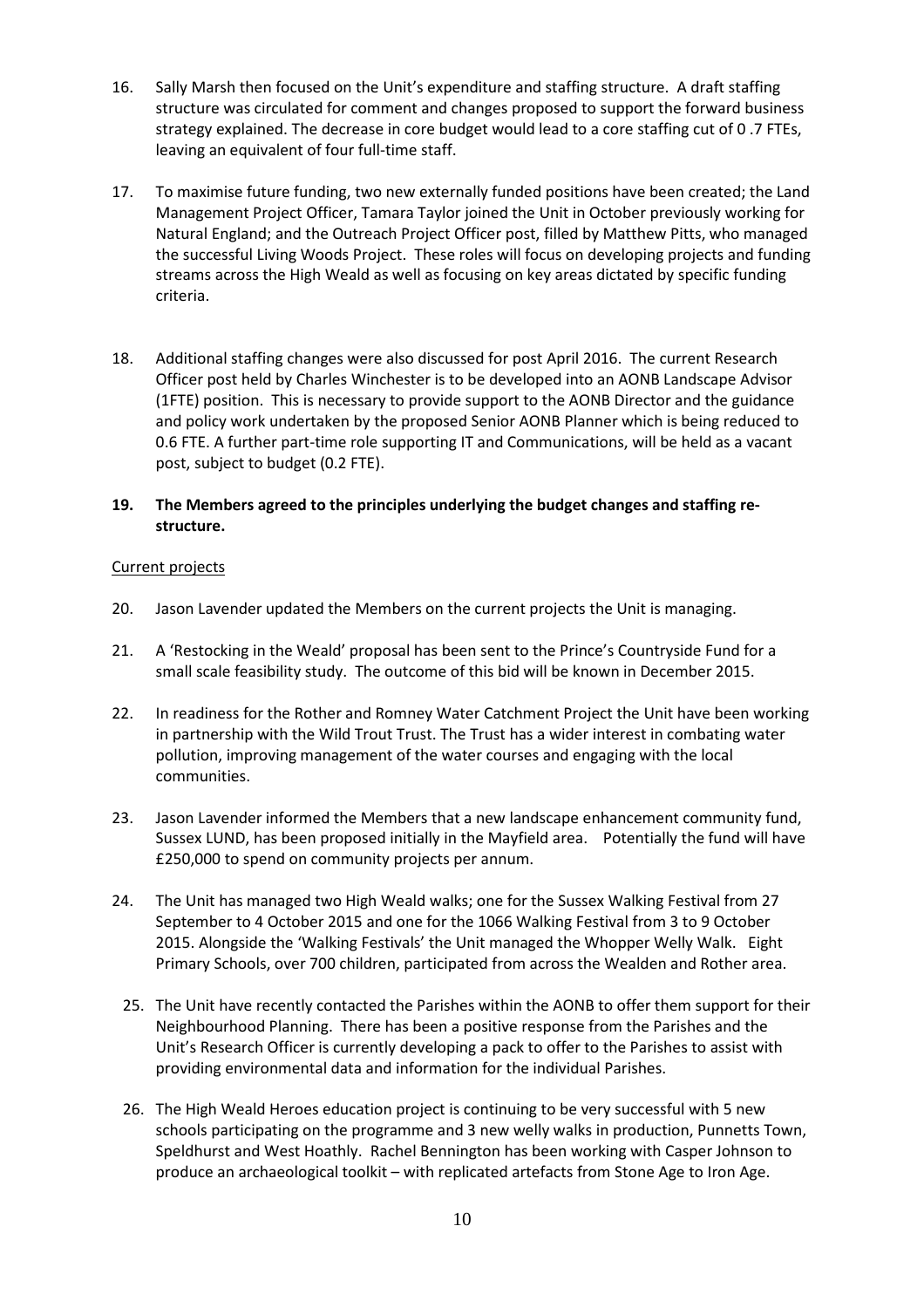16. Sally Marsh then focused on the Unit's expenditure and staffing structure. A draft staffing structure was circulated for comment and changes proposed to support the forward business strategy explained. The decrease in core budget would lead to a core staffing cut of 0 .7 FTEs, leaving an equivalent of four full-time staff.

17. To maximise future funding, two new externally funded positions have been created; the Land Management Project Officer, Tamara Taylor joined the Unit in October previously working for Natural England; and the Outreach Project Officer post, filled by Matthew Pitts, who managed the successful Living Woods Project. These roles will focus on developing projects and funding streams across the High Weald as well as focusing on key areas dictated by specific funding criteria.

18. Additional staffing changes were also discussed for post April 2016. The current Research Officer post held by Charles Winchester is to be developed into an AONB Landscape Advisor (1FTE) position. This is necessary to provide support to the AONB Director and the guidance and policy work undertaken by the proposed Senior AONB Planner which is being reduced to 0.6 FTE. A further part-time role supporting IT and Communications, will be held as a vacant post, subject to budget (0.2 FTE).

19. **The Members agreed to the principles underlying the budget changes and staffing re-structure.**

<u>Current projects</u>

20. Jason Lavender updated the Members on the current projects the Unit is managing.

21. A 'Restocking in the Weald' proposal has been sent to the Prince's Countryside Fund for a small scale feasibility study. The outcome of this bid will be known in December 2015.

22. In readiness for the Rother and Romney Water Catchment Project the Unit have been working in partnership with the Wild Trout Trust. The Trust has a wider interest in combating water pollution, improving management of the water courses and engaging with the local communities.

23. Jason Lavender informed the Members that a new landscape enhancement community fund, Sussex LUND, has been proposed initially in the Mayfield area. Potentially the fund will have £250,000 to spend on community projects per annum.

24. The Unit has managed two High Weald walks; one for the Sussex Walking Festival from 27 September to 4 October 2015 and one for the 1066 Walking Festival from 3 to 9 October 2015. Alongside the 'Walking Festivals' the Unit managed the Whopper Welly Walk. Eight Primary Schools, over 700 children, participated from across the Wealden and Rother area.

25. The Unit have recently contacted the Parishes within the AONB to offer them support for their Neighbourhood Planning. There has been a positive response from the Parishes and the Unit's Research Officer is currently developing a pack to offer to the Parishes to assist with providing environmental data and information for the individual Parishes.

26. The High Weald Heroes education project is continuing to be very successful with 5 new schools participating on the programme and 3 new welly walks in production, Punnetts Town, Speldhurst and West Hoathly. Rachel Bennington has been working with Casper Johnson to produce an archaeological toolkit – with replicated artefacts from Stone Age to Iron Age.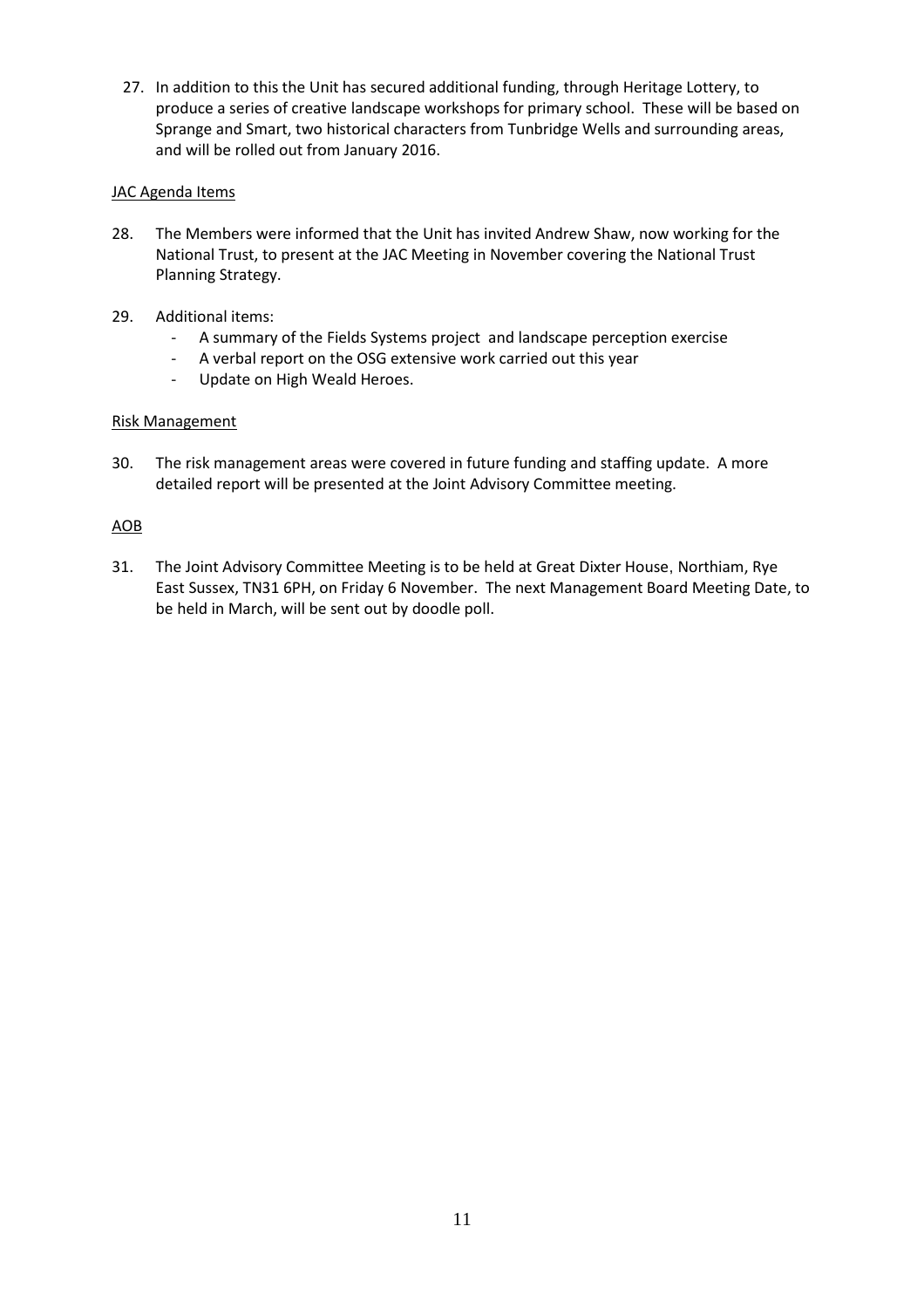27. In addition to this the Unit has secured additional funding, through Heritage Lottery, to produce a series of creative landscape workshops for primary school. These will be based on Sprange and Smart, two historical characters from Tunbridge Wells and surrounding areas, and will be rolled out from January 2016.

<u>JAC Agenda Items</u>

28. The Members were informed that the Unit has invited Andrew Shaw, now working for the National Trust, to present at the JAC Meeting in November covering the National Trust Planning Strategy.

29. Additional items:
    - A summary of the Fields Systems project and landscape perception exercise
    - A verbal report on the OSG extensive work carried out this year
    - Update on High Weald Heroes.

<u>Risk Management</u>

30. The risk management areas were covered in future funding and staffing update. A more detailed report will be presented at the Joint Advisory Committee meeting.

<u>AOB</u>

31. The Joint Advisory Committee Meeting is to be held at Great Dixter House, Northiam, Rye East Sussex, TN31 6PH, on Friday 6 November. The next Management Board Meeting Date, to be held in March, will be sent out by doodle poll.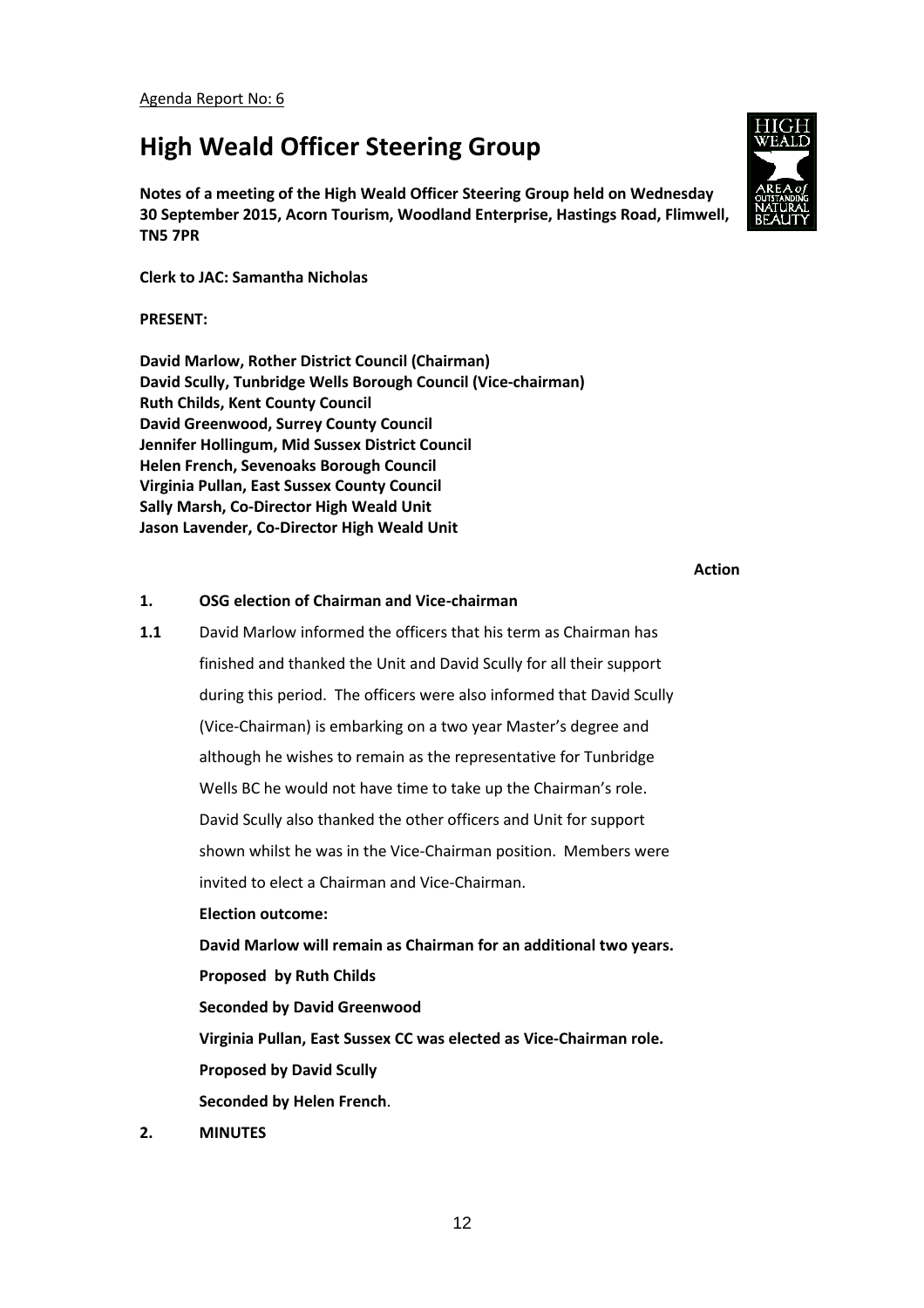Agenda Report No: 6

# High Weald Officer Steering Group

**Notes of a meeting of the High Weald Officer Steering Group held on Wednesday 30 September 2015, Acorn Tourism, Woodland Enterprise, Hastings Road, Flimwell, TN5 7PR**

**Clerk to JAC: Samantha Nicholas**

**PRESENT:**

**David Marlow, Rother District Council (Chairman)**
**David Scully, Tunbridge Wells Borough Council (Vice-chairman)**
**Ruth Childs, Kent County Council**
**David Greenwood, Surrey County Council**
**Jennifer Hollingum, Mid Sussex District Council**
**Helen French, Sevenoaks Borough Council**
**Virginia Pullan, East Sussex County Council**
**Sally Marsh, Co-Director High Weald Unit**
**Jason Lavender, Co-Director High Weald Unit**

**Action**

**1. OSG election of Chairman and Vice-chairman**

**1.1** David Marlow informed the officers that his term as Chairman has finished and thanked the Unit and David Scully for all their support during this period. The officers were also informed that David Scully (Vice-Chairman) is embarking on a two year Master's degree and although he wishes to remain as the representative for Tunbridge Wells BC he would not have time to take up the Chairman's role. David Scully also thanked the other officers and Unit for support shown whilst he was in the Vice-Chairman position. Members were invited to elect a Chairman and Vice-Chairman.

**Election outcome:**

**David Marlow will remain as Chairman for an additional two years.**

**Proposed by Ruth Childs**

**Seconded by David Greenwood**

**Virginia Pullan, East Sussex CC was elected as Vice-Chairman role.**

**Proposed by David Scully**

**Seconded by Helen French**.

**2. MINUTES**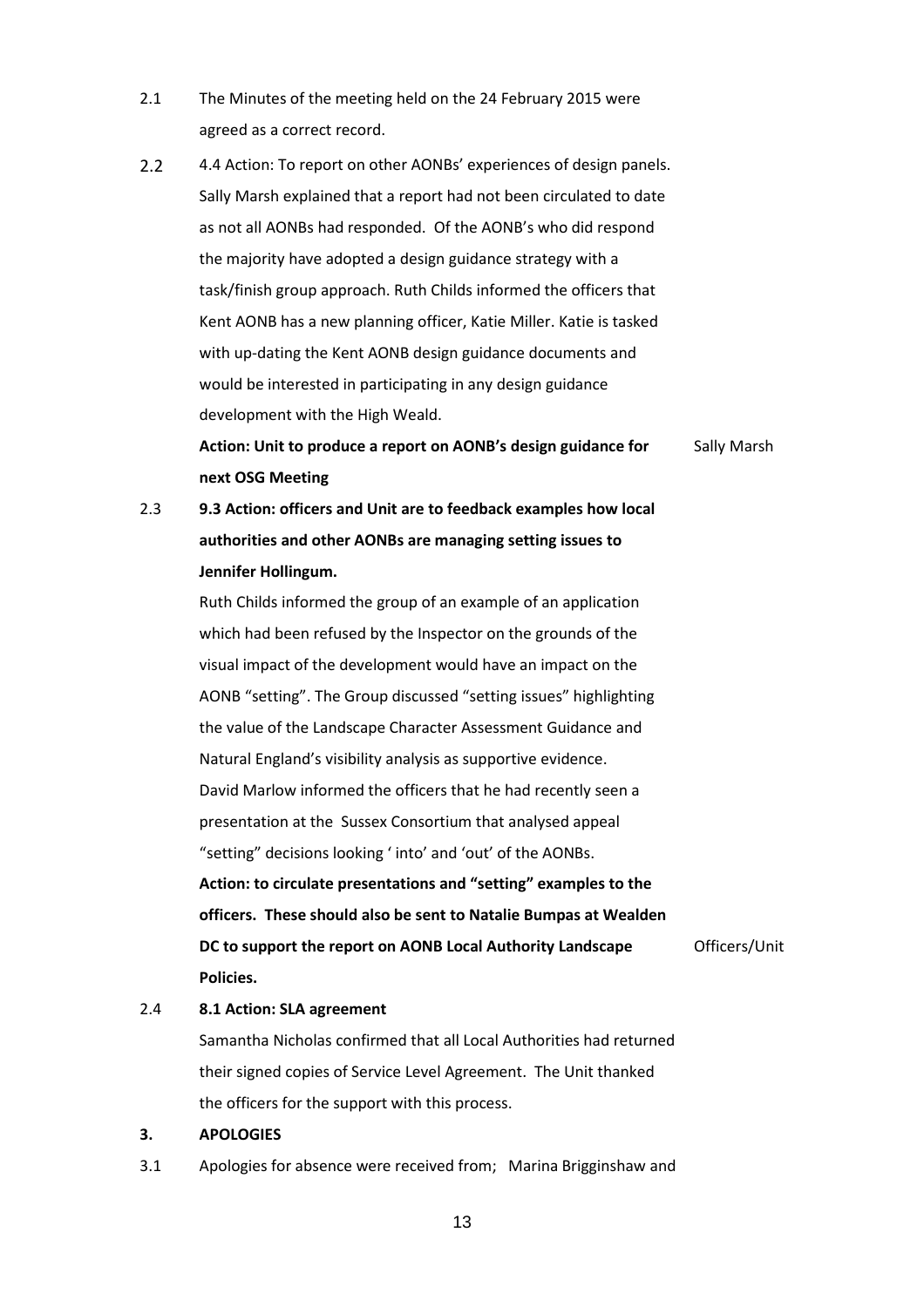2.1 The Minutes of the meeting held on the 24 February 2015 were agreed as a correct record.

2.2 4.4 Action: To report on other AONBs' experiences of design panels. Sally Marsh explained that a report had not been circulated to date as not all AONBs had responded. Of the AONB's who did respond the majority have adopted a design guidance strategy with a task/finish group approach. Ruth Childs informed the officers that Kent AONB has a new planning officer, Katie Miller. Katie is tasked with up-dating the Kent AONB design guidance documents and would be interested in participating in any design guidance development with the High Weald.

**Action: Unit to produce a report on AONB's design guidance for next OSG Meeting** — Sally Marsh

2.3 **9.3 Action: officers and Unit are to feedback examples how local authorities and other AONBs are managing setting issues to Jennifer Hollingum.**

Ruth Childs informed the group of an example of an application which had been refused by the Inspector on the grounds of the visual impact of the development would have an impact on the AONB "setting". The Group discussed "setting issues" highlighting the value of the Landscape Character Assessment Guidance and Natural England's visibility analysis as supportive evidence. David Marlow informed the officers that he had recently seen a presentation at the Sussex Consortium that analysed appeal "setting" decisions looking ' into' and 'out' of the AONBs.

**Action: to circulate presentations and "setting" examples to the officers. These should also be sent to Natalie Bumpas at Wealden DC to support the report on AONB Local Authority Landscape Policies.** — Officers/Unit

2.4 **8.1 Action: SLA agreement**

Samantha Nicholas confirmed that all Local Authorities had returned their signed copies of Service Level Agreement. The Unit thanked the officers for the support with this process.

**3. APOLOGIES**

3.1 Apologies for absence were received from; Marina Brigginshaw and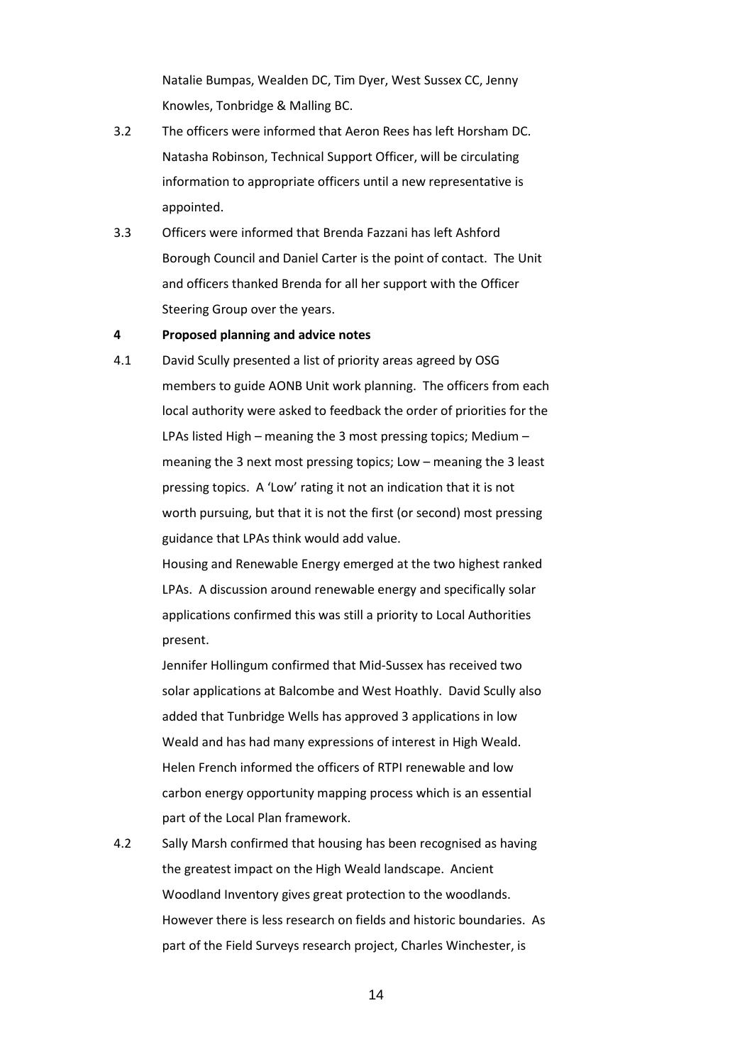Natalie Bumpas, Wealden DC, Tim Dyer, West Sussex CC, Jenny Knowles, Tonbridge & Malling BC.

3.2 The officers were informed that Aeron Rees has left Horsham DC. Natasha Robinson, Technical Support Officer, will be circulating information to appropriate officers until a new representative is appointed.

3.3 Officers were informed that Brenda Fazzani has left Ashford Borough Council and Daniel Carter is the point of contact. The Unit and officers thanked Brenda for all her support with the Officer Steering Group over the years.

**4 Proposed planning and advice notes**

4.1 David Scully presented a list of priority areas agreed by OSG members to guide AONB Unit work planning. The officers from each local authority were asked to feedback the order of priorities for the LPAs listed High – meaning the 3 most pressing topics; Medium – meaning the 3 next most pressing topics; Low – meaning the 3 least pressing topics. A 'Low' rating it not an indication that it is not worth pursuing, but that it is not the first (or second) most pressing guidance that LPAs think would add value.

Housing and Renewable Energy emerged at the two highest ranked LPAs. A discussion around renewable energy and specifically solar applications confirmed this was still a priority to Local Authorities present.

Jennifer Hollingum confirmed that Mid-Sussex has received two solar applications at Balcombe and West Hoathly. David Scully also added that Tunbridge Wells has approved 3 applications in low Weald and has had many expressions of interest in High Weald. Helen French informed the officers of RTPI renewable and low carbon energy opportunity mapping process which is an essential part of the Local Plan framework.

4.2 Sally Marsh confirmed that housing has been recognised as having the greatest impact on the High Weald landscape. Ancient Woodland Inventory gives great protection to the woodlands. However there is less research on fields and historic boundaries. As part of the Field Surveys research project, Charles Winchester, is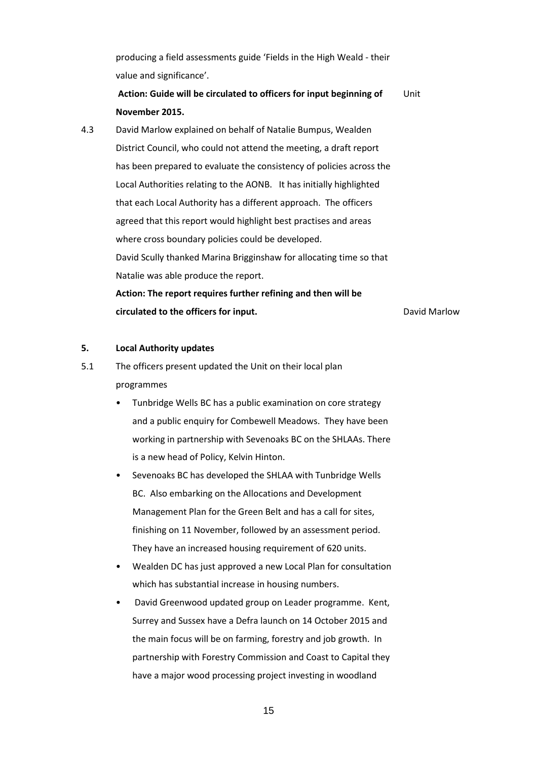producing a field assessments guide 'Fields in the High Weald - their value and significance'.

**Action: Guide will be circulated to officers for input beginning of November 2015.** Unit

4.3 David Marlow explained on behalf of Natalie Bumpus, Wealden District Council, who could not attend the meeting, a draft report has been prepared to evaluate the consistency of policies across the Local Authorities relating to the AONB. It has initially highlighted that each Local Authority has a different approach. The officers agreed that this report would highlight best practises and areas where cross boundary policies could be developed.

David Scully thanked Marina Brigginshaw for allocating time so that Natalie was able produce the report.

**Action: The report requires further refining and then will be circulated to the officers for input.** David Marlow

**5. Local Authority updates**

5.1 The officers present updated the Unit on their local plan programmes

- Tunbridge Wells BC has a public examination on core strategy and a public enquiry for Combewell Meadows. They have been working in partnership with Sevenoaks BC on the SHLAAs. There is a new head of Policy, Kelvin Hinton.
- Sevenoaks BC has developed the SHLAA with Tunbridge Wells BC. Also embarking on the Allocations and Development Management Plan for the Green Belt and has a call for sites, finishing on 11 November, followed by an assessment period. They have an increased housing requirement of 620 units.
- Wealden DC has just approved a new Local Plan for consultation which has substantial increase in housing numbers.
- David Greenwood updated group on Leader programme. Kent, Surrey and Sussex have a Defra launch on 14 October 2015 and the main focus will be on farming, forestry and job growth. In partnership with Forestry Commission and Coast to Capital they have a major wood processing project investing in woodland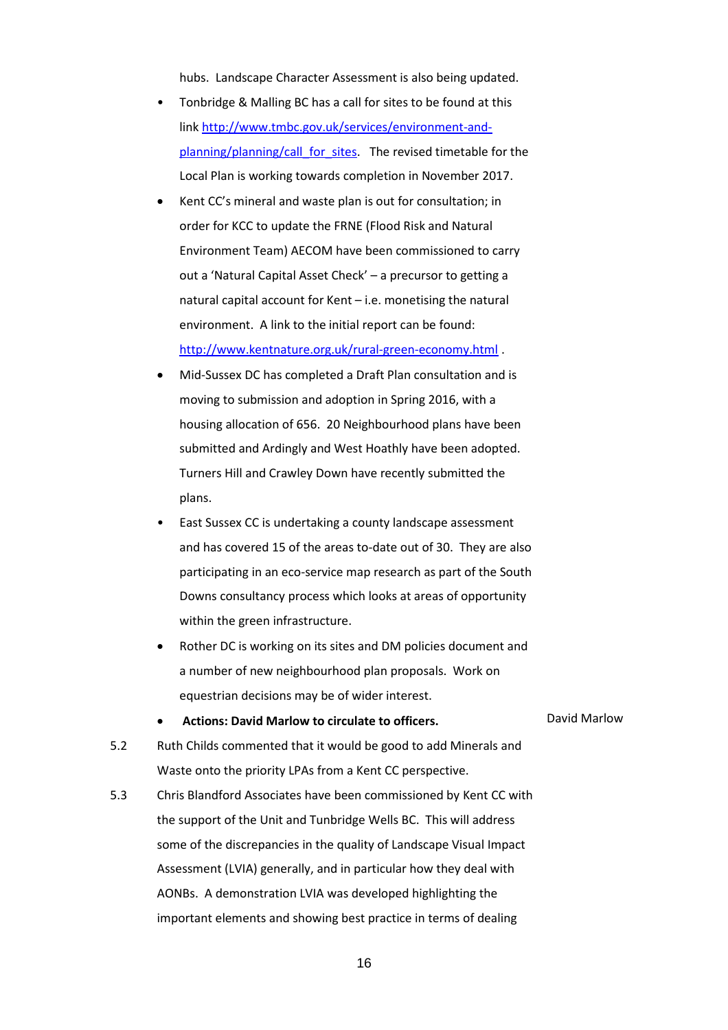hubs. Landscape Character Assessment is also being updated.

- Tonbridge & Malling BC has a call for sites to be found at this link http://www.tmbc.gov.uk/services/environment-and-planning/planning/call_for_sites. The revised timetable for the Local Plan is working towards completion in November 2017.
- Kent CC's mineral and waste plan is out for consultation; in order for KCC to update the FRNE (Flood Risk and Natural Environment Team) AECOM have been commissioned to carry out a 'Natural Capital Asset Check' – a precursor to getting a natural capital account for Kent – i.e. monetising the natural environment. A link to the initial report can be found: http://www.kentnature.org.uk/rural-green-economy.html .
- Mid-Sussex DC has completed a Draft Plan consultation and is moving to submission and adoption in Spring 2016, with a housing allocation of 656. 20 Neighbourhood plans have been submitted and Ardingly and West Hoathly have been adopted. Turners Hill and Crawley Down have recently submitted the plans.
- East Sussex CC is undertaking a county landscape assessment and has covered 15 of the areas to-date out of 30. They are also participating in an eco-service map research as part of the South Downs consultancy process which looks at areas of opportunity within the green infrastructure.
- Rother DC is working on its sites and DM policies document and a number of new neighbourhood plan proposals. Work on equestrian decisions may be of wider interest.
- **Actions: David Marlow to circulate to officers.** — David Marlow

5.2 Ruth Childs commented that it would be good to add Minerals and Waste onto the priority LPAs from a Kent CC perspective.

5.3 Chris Blandford Associates have been commissioned by Kent CC with the support of the Unit and Tunbridge Wells BC. This will address some of the discrepancies in the quality of Landscape Visual Impact Assessment (LVIA) generally, and in particular how they deal with AONBs. A demonstration LVIA was developed highlighting the important elements and showing best practice in terms of dealing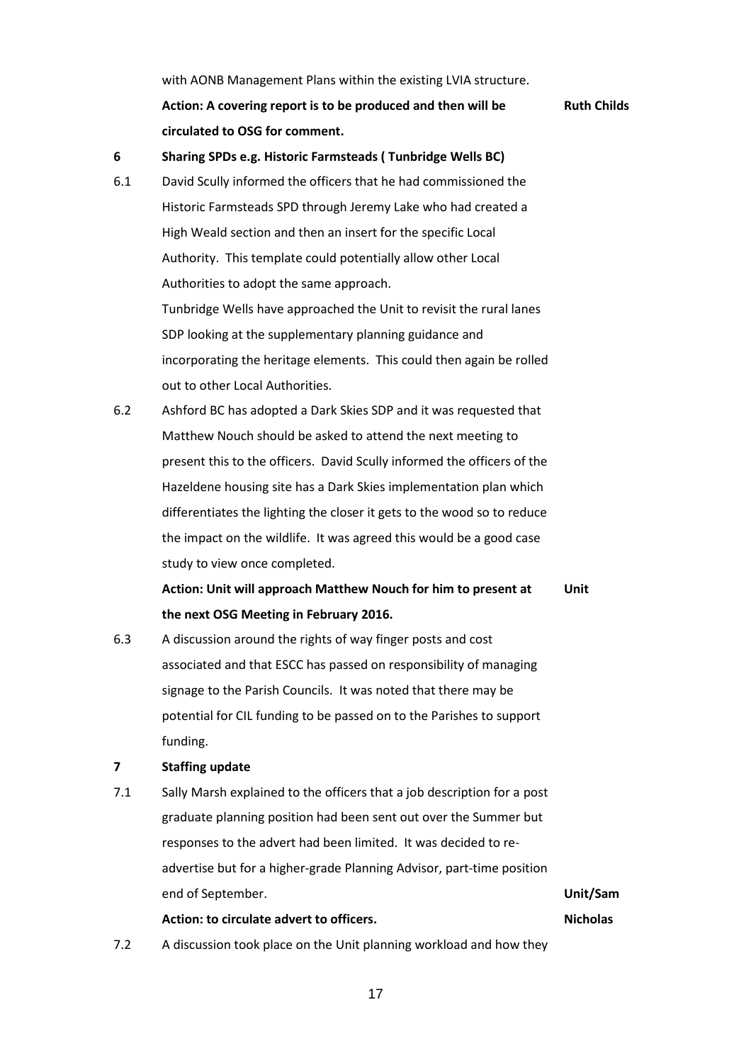with AONB Management Plans within the existing LVIA structure.

**Action: A covering report is to be produced and then will be circulated to OSG for comment.** — **Ruth Childs**

**6 Sharing SPDs e.g. Historic Farmsteads ( Tunbridge Wells BC)**

6.1 David Scully informed the officers that he had commissioned the Historic Farmsteads SPD through Jeremy Lake who had created a High Weald section and then an insert for the specific Local Authority. This template could potentially allow other Local Authorities to adopt the same approach.

Tunbridge Wells have approached the Unit to revisit the rural lanes SDP looking at the supplementary planning guidance and incorporating the heritage elements. This could then again be rolled out to other Local Authorities.

6.2 Ashford BC has adopted a Dark Skies SDP and it was requested that Matthew Nouch should be asked to attend the next meeting to present this to the officers. David Scully informed the officers of the Hazeldene housing site has a Dark Skies implementation plan which differentiates the lighting the closer it gets to the wood so to reduce the impact on the wildlife. It was agreed this would be a good case study to view once completed.

**Action: Unit will approach Matthew Nouch for him to present at the next OSG Meeting in February 2016.** — **Unit**

6.3 A discussion around the rights of way finger posts and cost associated and that ESCC has passed on responsibility of managing signage to the Parish Councils. It was noted that there may be potential for CIL funding to be passed on to the Parishes to support funding.

**7 Staffing update**

7.1 Sally Marsh explained to the officers that a job description for a post graduate planning position had been sent out over the Summer but responses to the advert had been limited. It was decided to re-advertise but for a higher-grade Planning Advisor, part-time position end of September.

**Action: to circulate advert to officers.** — **Unit/Sam Nicholas**

7.2 A discussion took place on the Unit planning workload and how they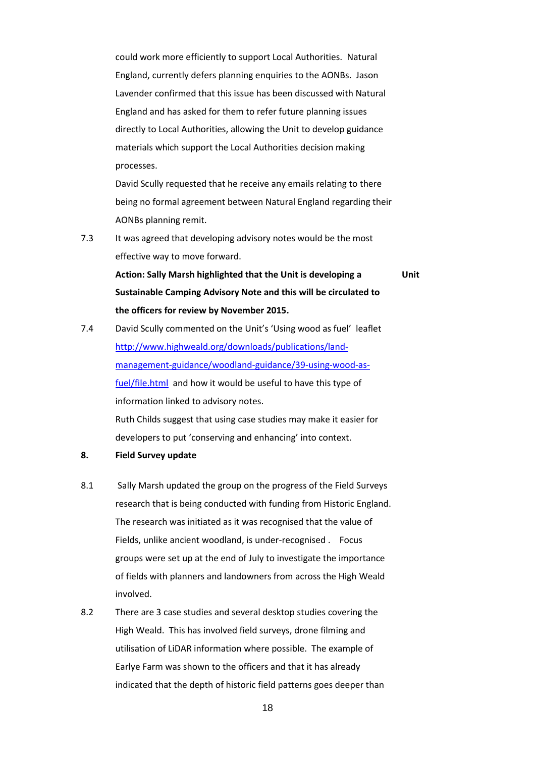could work more efficiently to support Local Authorities. Natural England, currently defers planning enquiries to the AONBs. Jason Lavender confirmed that this issue has been discussed with Natural England and has asked for them to refer future planning issues directly to Local Authorities, allowing the Unit to develop guidance materials which support the Local Authorities decision making processes.

David Scully requested that he receive any emails relating to there being no formal agreement between Natural England regarding their AONBs planning remit.

7.3 It was agreed that developing advisory notes would be the most effective way to move forward.

**Action: Sally Marsh highlighted that the Unit is developing a Sustainable Camping Advisory Note and this will be circulated to the officers for review by November 2015.** **Unit**

7.4 David Scully commented on the Unit's 'Using wood as fuel' leaflet [http://www.highweald.org/downloads/publications/land-management-guidance/woodland-guidance/39-using-wood-as-fuel/file.html](http://www.highweald.org/downloads/publications/land-management-guidance/woodland-guidance/39-using-wood-as-fuel/file.html) and how it would be useful to have this type of information linked to advisory notes.

Ruth Childs suggest that using case studies may make it easier for developers to put 'conserving and enhancing' into context.

**8. Field Survey update**

8.1 Sally Marsh updated the group on the progress of the Field Surveys research that is being conducted with funding from Historic England. The research was initiated as it was recognised that the value of Fields, unlike ancient woodland, is under-recognised . Focus groups were set up at the end of July to investigate the importance of fields with planners and landowners from across the High Weald involved.

8.2 There are 3 case studies and several desktop studies covering the High Weald. This has involved field surveys, drone filming and utilisation of LiDAR information where possible. The example of Earlye Farm was shown to the officers and that it has already indicated that the depth of historic field patterns goes deeper than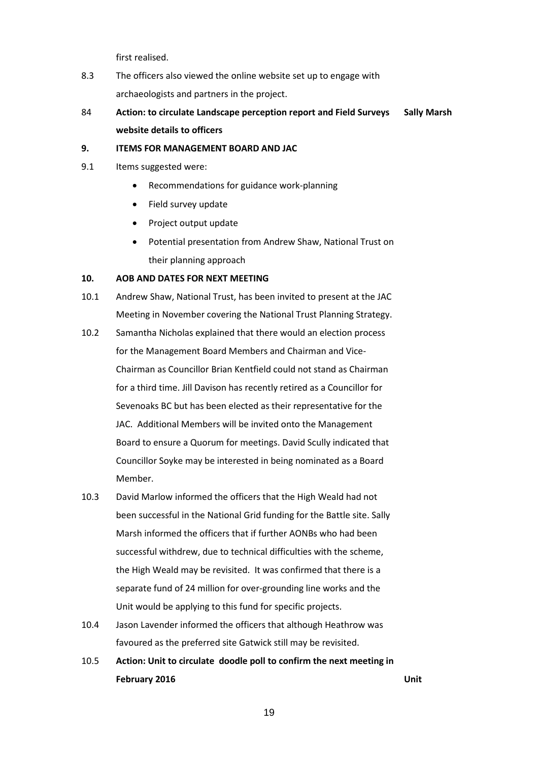first realised.

8.3 The officers also viewed the online website set up to engage with archaeologists and partners in the project.

84 **Action: to circulate Landscape perception report and Field Surveys website details to officers** **Sally Marsh**

**9. ITEMS FOR MANAGEMENT BOARD AND JAC**

9.1 Items suggested were:

- Recommendations for guidance work-planning
- Field survey update
- Project output update
- Potential presentation from Andrew Shaw, National Trust on their planning approach

**10. AOB AND DATES FOR NEXT MEETING**

10.1 Andrew Shaw, National Trust, has been invited to present at the JAC Meeting in November covering the National Trust Planning Strategy.

10.2 Samantha Nicholas explained that there would an election process for the Management Board Members and Chairman and Vice-Chairman as Councillor Brian Kentfield could not stand as Chairman for a third time. Jill Davison has recently retired as a Councillor for Sevenoaks BC but has been elected as their representative for the JAC. Additional Members will be invited onto the Management Board to ensure a Quorum for meetings. David Scully indicated that Councillor Soyke may be interested in being nominated as a Board Member.

10.3 David Marlow informed the officers that the High Weald had not been successful in the National Grid funding for the Battle site. Sally Marsh informed the officers that if further AONBs who had been successful withdrew, due to technical difficulties with the scheme, the High Weald may be revisited. It was confirmed that there is a separate fund of 24 million for over-grounding line works and the Unit would be applying to this fund for specific projects.

10.4 Jason Lavender informed the officers that although Heathrow was favoured as the preferred site Gatwick still may be revisited.

10.5 **Action: Unit to circulate doodle poll to confirm the next meeting in February 2016** **Unit**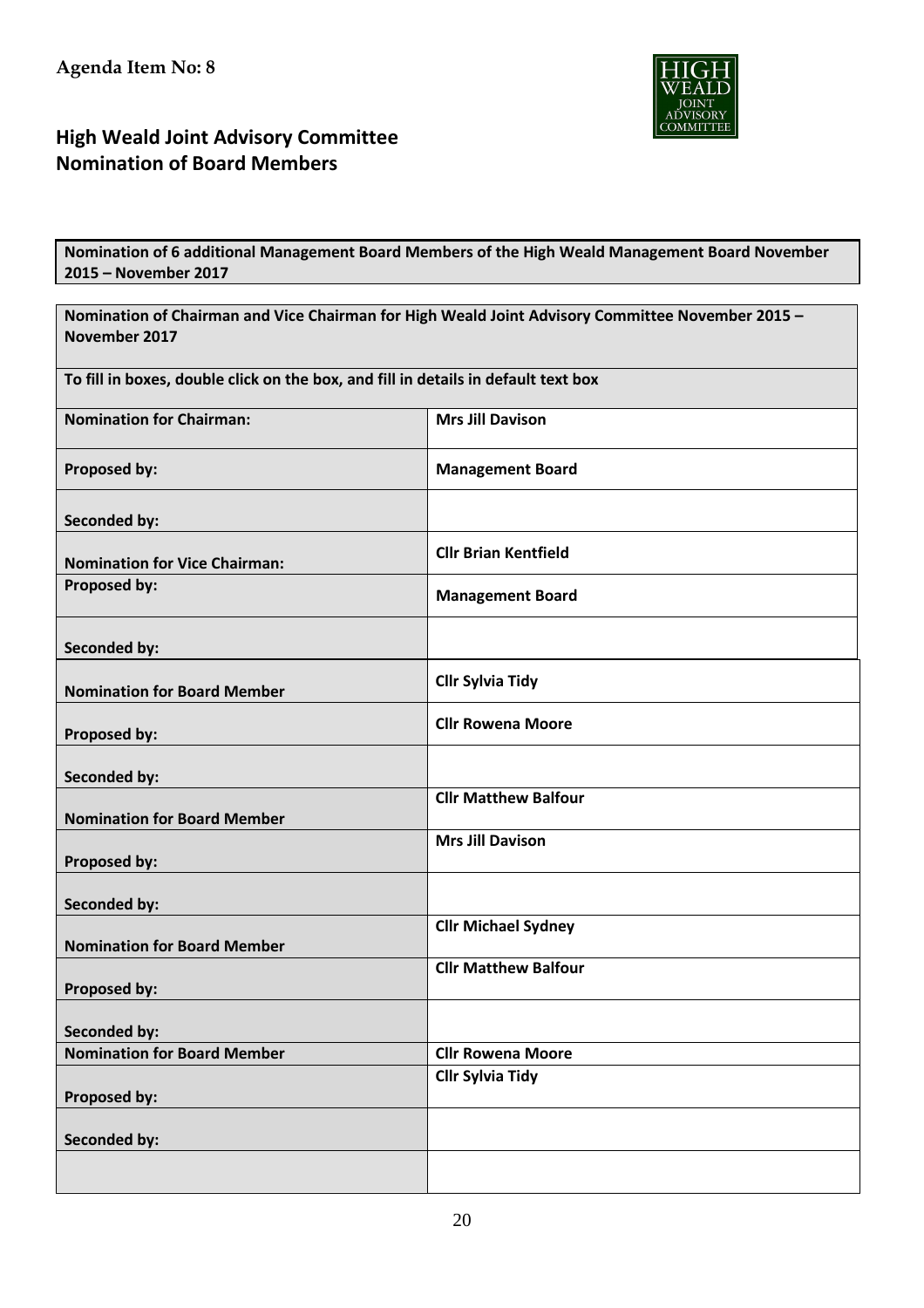**Agenda Item No: 8**

## High Weald Joint Advisory Committee
## Nomination of Board Members

**Nomination of 6 additional Management Board Members of the High Weald Management Board November 2015 – November 2017**

| **Nomination of Chairman and Vice Chairman for High Weald Joint Advisory Committee November 2015 – November 2017** | |
|---|---|
| **To fill in boxes, double click on the box, and fill in details in default text box** | |
| **Nomination for Chairman:** | **Mrs Jill Davison** |
| **Proposed by:** | **Management Board** |
| **Seconded by:** | |
| **Nomination for Vice Chairman:** | **Cllr Brian Kentfield** |
| **Proposed by:** | **Management Board** |
| **Seconded by:** | |
| **Nomination for Board Member** | **Cllr Sylvia Tidy** |
| **Proposed by:** | **Cllr Rowena Moore** |
| **Seconded by:** | |
| **Nomination for Board Member** | **Cllr Matthew Balfour** |
| **Proposed by:** | **Mrs Jill Davison** |
| **Seconded by:** | |
| **Nomination for Board Member** | **Cllr Michael Sydney** |
| **Proposed by:** | **Cllr Matthew Balfour** |
| **Seconded by:** | |
| **Nomination for Board Member** | **Cllr Rowena Moore** |
| **Proposed by:** | **Cllr Sylvia Tidy** |
| **Seconded by:** | |
| | |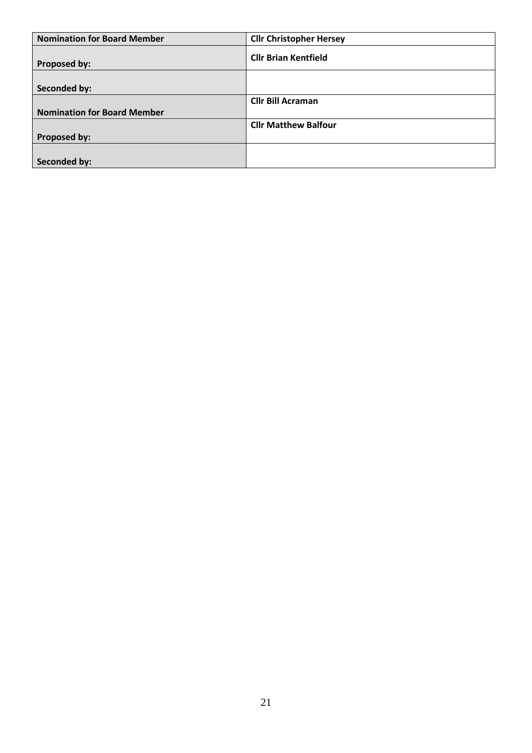| Nomination for Board Member | Cllr Christopher Hersey |
| --- | --- |
| Proposed by: | Cllr Brian Kentfield |
| Seconded by: | |
| Nomination for Board Member | Cllr Bill Acraman |
| Proposed by: | Cllr Matthew Balfour |
| Seconded by: | |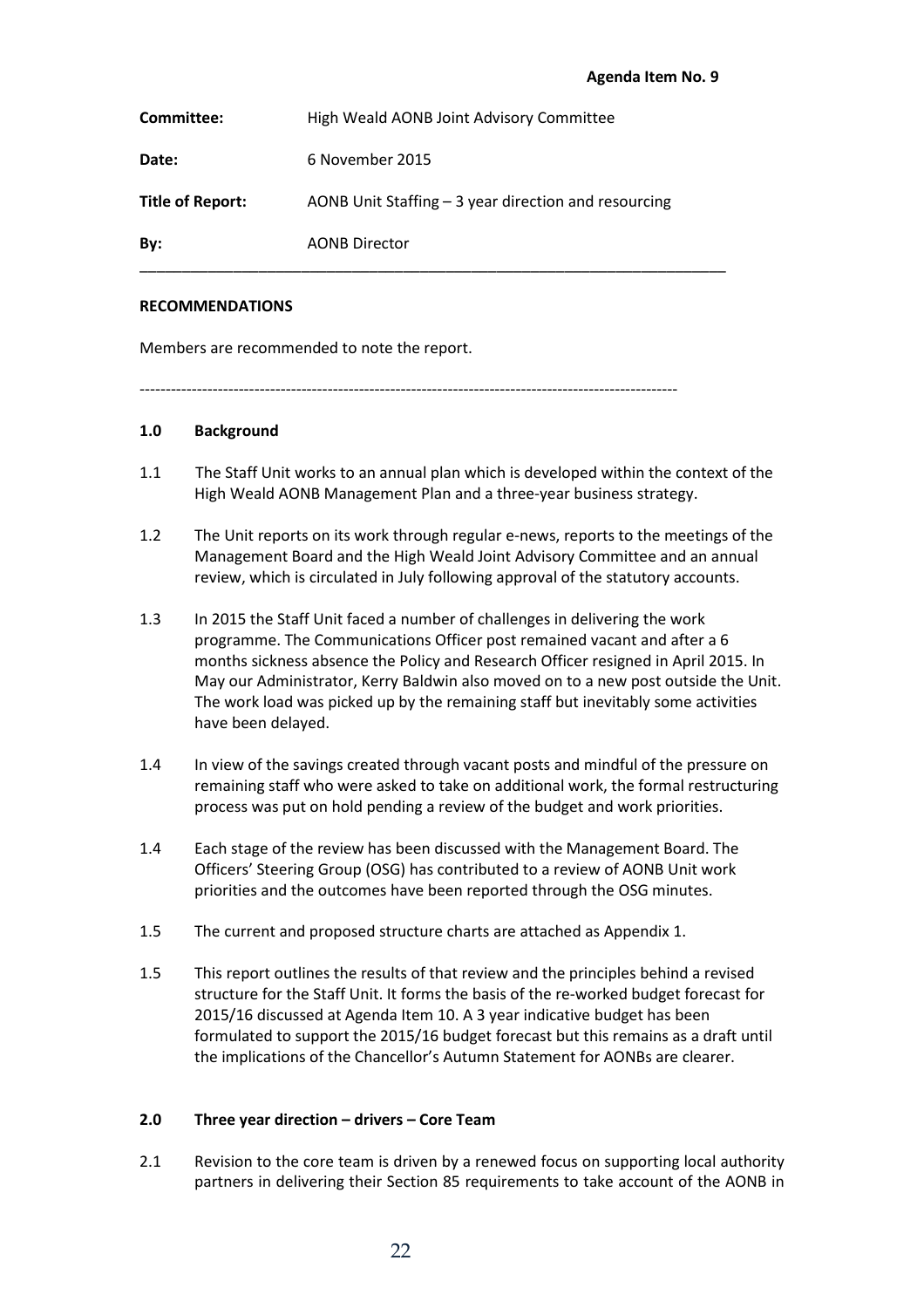**Agenda Item No. 9**

| | |
|---|---|
| **Committee:** | High Weald AONB Joint Advisory Committee |
| **Date:** | 6 November 2015 |
| **Title of Report:** | AONB Unit Staffing – 3 year direction and resourcing |
| **By:** | AONB Director |

---

**RECOMMENDATIONS**

Members are recommended to note the report.

---

**1.0 Background**

1.1 The Staff Unit works to an annual plan which is developed within the context of the High Weald AONB Management Plan and a three-year business strategy.

1.2 The Unit reports on its work through regular e-news, reports to the meetings of the Management Board and the High Weald Joint Advisory Committee and an annual review, which is circulated in July following approval of the statutory accounts.

1.3 In 2015 the Staff Unit faced a number of challenges in delivering the work programme. The Communications Officer post remained vacant and after a 6 months sickness absence the Policy and Research Officer resigned in April 2015. In May our Administrator, Kerry Baldwin also moved on to a new post outside the Unit. The work load was picked up by the remaining staff but inevitably some activities have been delayed.

1.4 In view of the savings created through vacant posts and mindful of the pressure on remaining staff who were asked to take on additional work, the formal restructuring process was put on hold pending a review of the budget and work priorities.

1.4 Each stage of the review has been discussed with the Management Board. The Officers' Steering Group (OSG) has contributed to a review of AONB Unit work priorities and the outcomes have been reported through the OSG minutes.

1.5 The current and proposed structure charts are attached as Appendix 1.

1.5 This report outlines the results of that review and the principles behind a revised structure for the Staff Unit. It forms the basis of the re-worked budget forecast for 2015/16 discussed at Agenda Item 10. A 3 year indicative budget has been formulated to support the 2015/16 budget forecast but this remains as a draft until the implications of the Chancellor's Autumn Statement for AONBs are clearer.

**2.0 Three year direction – drivers – Core Team**

2.1 Revision to the core team is driven by a renewed focus on supporting local authority partners in delivering their Section 85 requirements to take account of the AONB in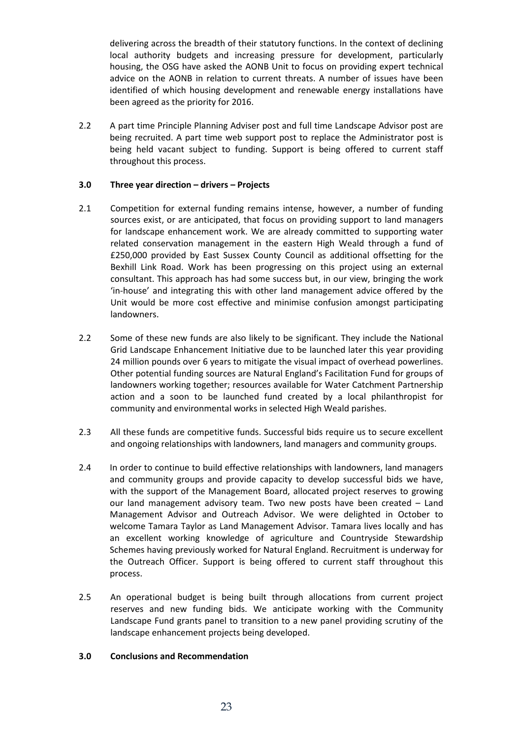delivering across the breadth of their statutory functions. In the context of declining local authority budgets and increasing pressure for development, particularly housing, the OSG have asked the AONB Unit to focus on providing expert technical advice on the AONB in relation to current threats. A number of issues have been identified of which housing development and renewable energy installations have been agreed as the priority for 2016.

2.2 A part time Principle Planning Adviser post and full time Landscape Advisor post are being recruited. A part time web support post to replace the Administrator post is being held vacant subject to funding. Support is being offered to current staff throughout this process.

**3.0 Three year direction – drivers – Projects**

2.1 Competition for external funding remains intense, however, a number of funding sources exist, or are anticipated, that focus on providing support to land managers for landscape enhancement work. We are already committed to supporting water related conservation management in the eastern High Weald through a fund of £250,000 provided by East Sussex County Council as additional offsetting for the Bexhill Link Road. Work has been progressing on this project using an external consultant. This approach has had some success but, in our view, bringing the work 'in-house' and integrating this with other land management advice offered by the Unit would be more cost effective and minimise confusion amongst participating landowners.

2.2 Some of these new funds are also likely to be significant. They include the National Grid Landscape Enhancement Initiative due to be launched later this year providing 24 million pounds over 6 years to mitigate the visual impact of overhead powerlines. Other potential funding sources are Natural England's Facilitation Fund for groups of landowners working together; resources available for Water Catchment Partnership action and a soon to be launched fund created by a local philanthropist for community and environmental works in selected High Weald parishes.

2.3 All these funds are competitive funds. Successful bids require us to secure excellent and ongoing relationships with landowners, land managers and community groups.

2.4 In order to continue to build effective relationships with landowners, land managers and community groups and provide capacity to develop successful bids we have, with the support of the Management Board, allocated project reserves to growing our land management advisory team. Two new posts have been created – Land Management Advisor and Outreach Advisor. We were delighted in October to welcome Tamara Taylor as Land Management Advisor. Tamara lives locally and has an excellent working knowledge of agriculture and Countryside Stewardship Schemes having previously worked for Natural England. Recruitment is underway for the Outreach Officer. Support is being offered to current staff throughout this process.

2.5 An operational budget is being built through allocations from current project reserves and new funding bids. We anticipate working with the Community Landscape Fund grants panel to transition to a new panel providing scrutiny of the landscape enhancement projects being developed.

**3.0 Conclusions and Recommendation**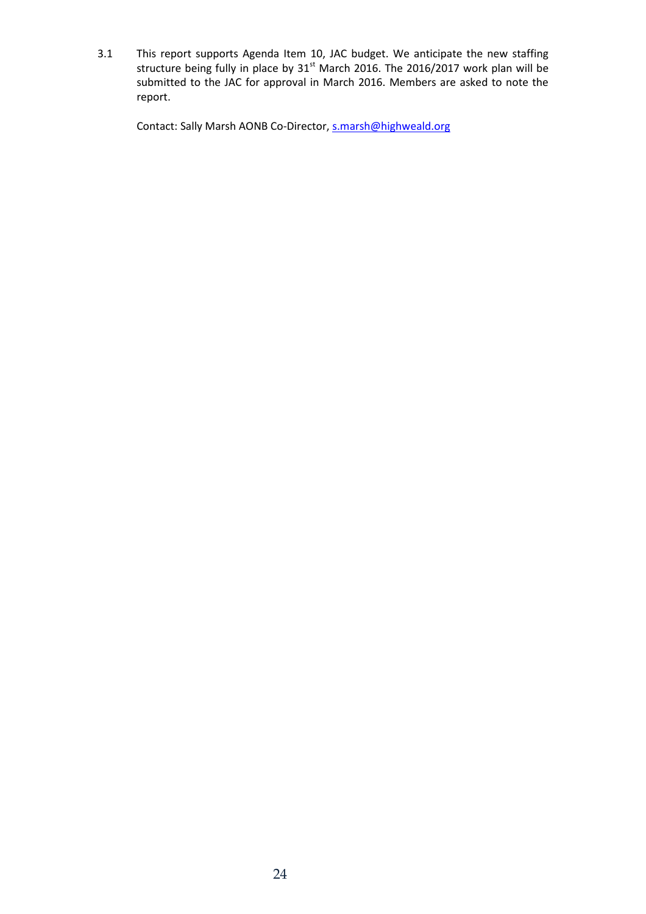3.1 This report supports Agenda Item 10, JAC budget. We anticipate the new staffing structure being fully in place by 31st March 2016. The 2016/2017 work plan will be submitted to the JAC for approval in March 2016. Members are asked to note the report.

Contact: Sally Marsh AONB Co-Director, s.marsh@highweald.org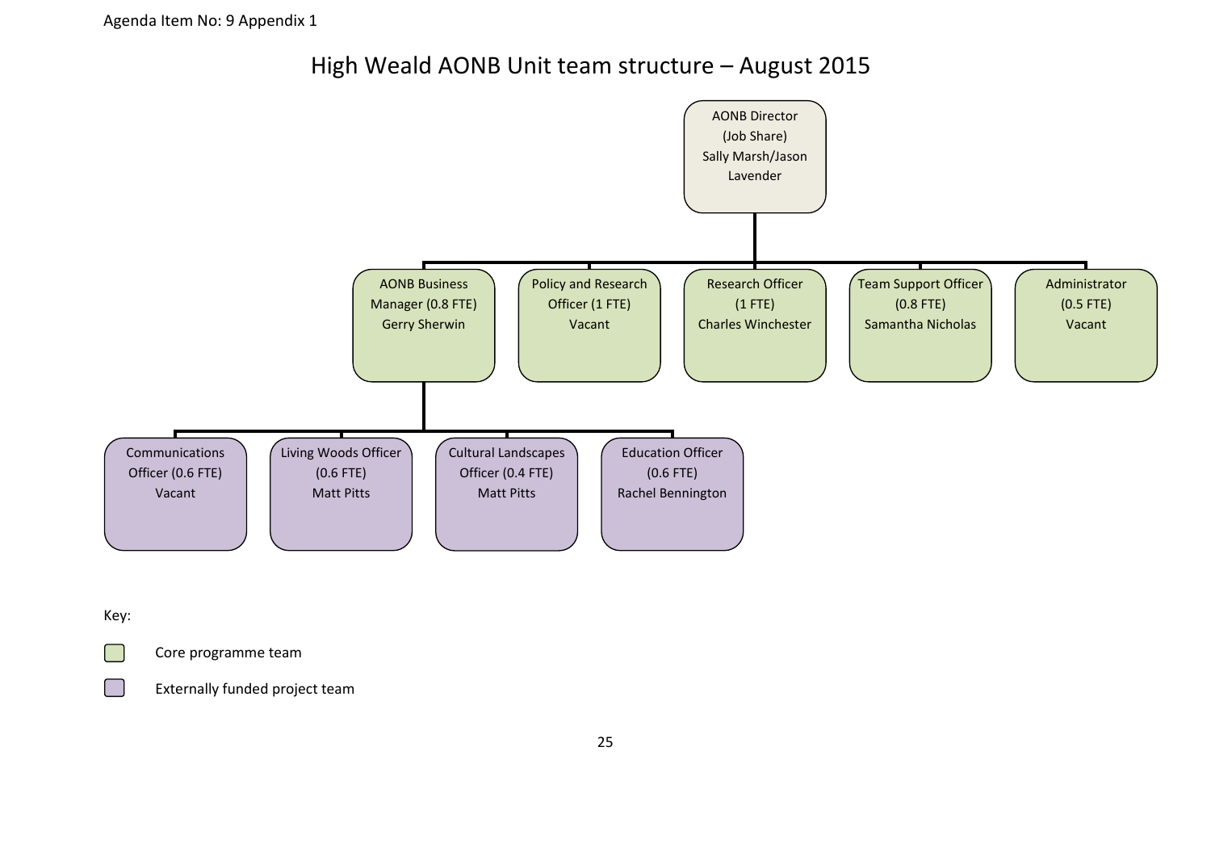Agenda Item No: 9 Appendix 1

# High Weald AONB Unit team structure – August 2015

- **AONB Director (Job Share)** – Sally Marsh/Jason Lavender
  - AONB Business Manager (0.8 FTE) – Gerry Sherwin
    - Communications Officer (0.6 FTE) – Vacant
    - Living Woods Officer (0.6 FTE) – Matt Pitts
    - Cultural Landscapes Officer (0.4 FTE) – Matt Pitts
    - Education Officer (0.6 FTE) – Rachel Bennington
  - Policy and Research Officer (1 FTE) – Vacant
  - Research Officer (1 FTE) – Charles Winchester
  - Team Support Officer (0.8 FTE) – Samantha Nicholas
  - Administrator (0.5 FTE) – Vacant

Key:

| Colour | Team | Posts |
| --- | --- | --- |
| Green | Core programme team | AONB Business Manager; Policy and Research Officer; Research Officer; Team Support Officer; Administrator |
| Purple | Externally funded project team | Communications Officer; Living Woods Officer; Cultural Landscapes Officer; Education Officer |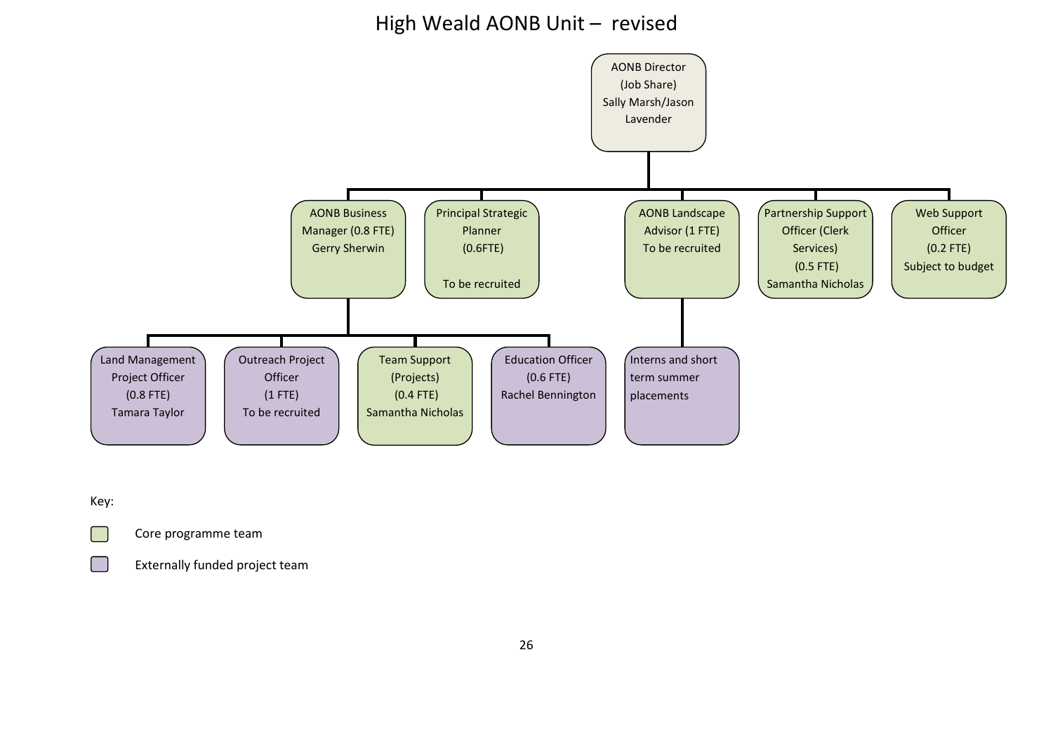# High Weald AONB Unit – revised

- **AONB Director** (Job Share) Sally Marsh/Jason Lavender
  - AONB Business Manager (0.8 FTE) Gerry Sherwin
    - Land Management Project Officer (0.8 FTE) Tamara Taylor
    - Outreach Project Officer (1 FTE) To be recruited
    - Team Support (Projects) (0.4 FTE) Samantha Nicholas
    - Education Officer (0.6 FTE) Rachel Bennington
  - Principal Strategic Planner (0.6FTE) To be recruited
  - AONB Landscape Advisor (1 FTE) To be recruited
    - Interns and short term summer placements
  - Partnership Support Officer (Clerk Services) (0.5 FTE) Samantha Nicholas
  - Web Support Officer (0.2 FTE) Subject to budget

Key:

- Core programme team: AONB Director; AONB Business Manager; Principal Strategic Planner; AONB Landscape Advisor; Partnership Support Officer; Web Support Officer; Team Support (Projects)
- Externally funded project team: Land Management Project Officer; Outreach Project Officer; Education Officer; Interns and short term summer placements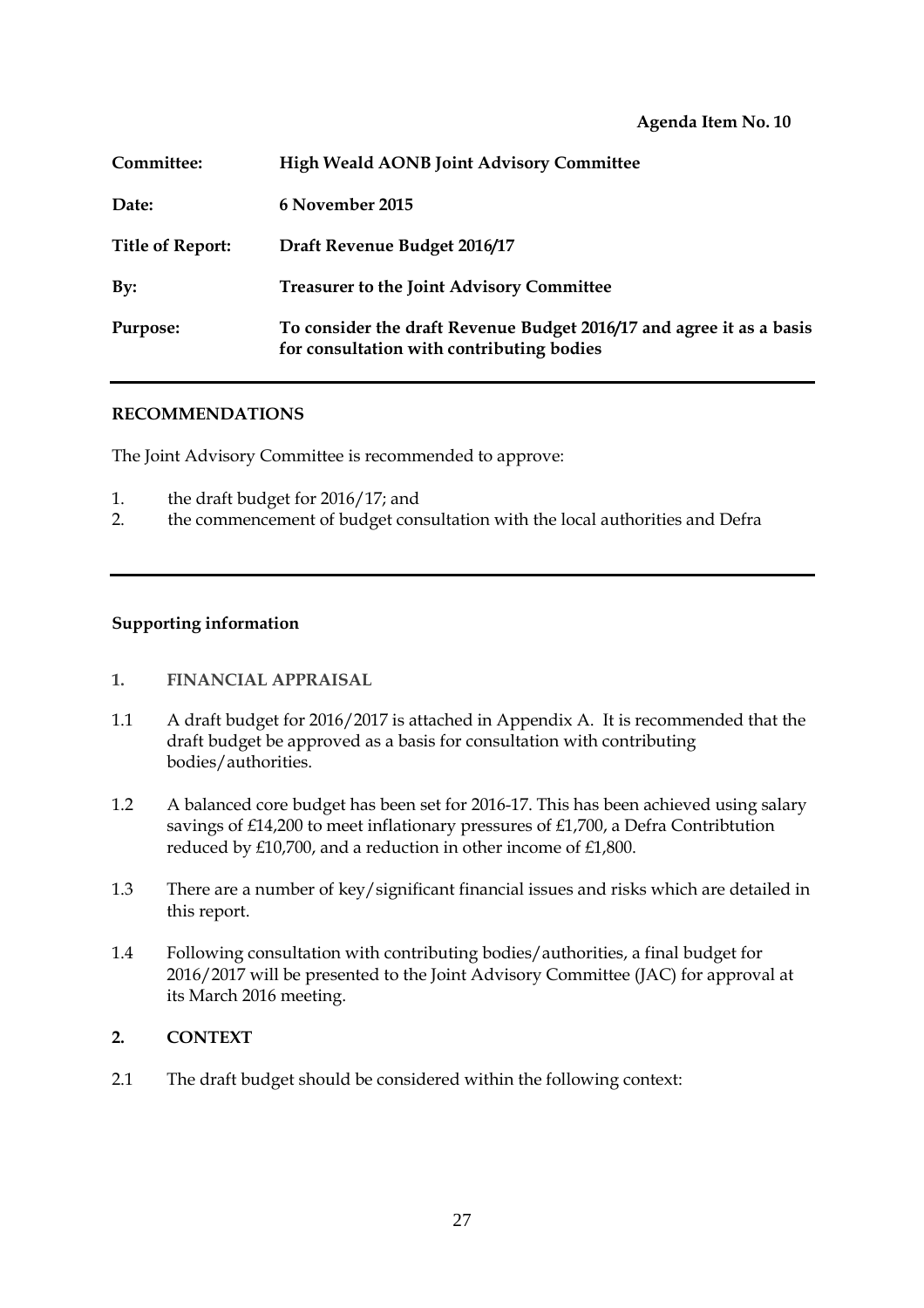**Agenda Item No. 10**

| | |
|---|---|
| **Committee:** | **High Weald AONB Joint Advisory Committee** |
| **Date:** | **6 November 2015** |
| **Title of Report:** | **Draft Revenue Budget 2016/17** |
| **By:** | **Treasurer to the Joint Advisory Committee** |
| **Purpose:** | **To consider the draft Revenue Budget 2016/17 and agree it as a basis for consultation with contributing bodies** |

---

**RECOMMENDATIONS**

The Joint Advisory Committee is recommended to approve:

1. the draft budget for 2016/17; and
2. the commencement of budget consultation with the local authorities and Defra

---

**Supporting information**

**1. FINANCIAL APPRAISAL**

1.1 A draft budget for 2016/2017 is attached in Appendix A. It is recommended that the draft budget be approved as a basis for consultation with contributing bodies/authorities.

1.2 A balanced core budget has been set for 2016-17. This has been achieved using salary savings of £14,200 to meet inflationary pressures of £1,700, a Defra Contribtution reduced by £10,700, and a reduction in other income of £1,800.

1.3 There are a number of key/significant financial issues and risks which are detailed in this report.

1.4 Following consultation with contributing bodies/authorities, a final budget for 2016/2017 will be presented to the Joint Advisory Committee (JAC) for approval at its March 2016 meeting.

**2. CONTEXT**

2.1 The draft budget should be considered within the following context: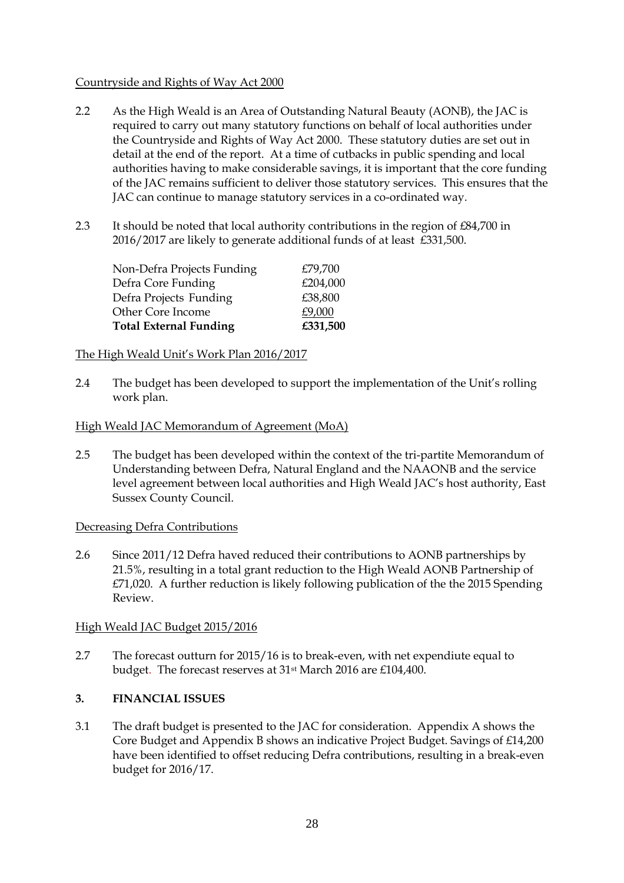Countryside and Rights of Way Act 2000

2.2 As the High Weald is an Area of Outstanding Natural Beauty (AONB), the JAC is required to carry out many statutory functions on behalf of local authorities under the Countryside and Rights of Way Act 2000. These statutory duties are set out in detail at the end of the report. At a time of cutbacks in public spending and local authorities having to make considerable savings, it is important that the core funding of the JAC remains sufficient to deliver those statutory services. This ensures that the JAC can continue to manage statutory services in a co-ordinated way.

2.3 It should be noted that local authority contributions in the region of £84,700 in 2016/2017 are likely to generate additional funds of at least £331,500.

| | |
|---|---|
| Non-Defra Projects Funding | £79,700 |
| Defra Core Funding | £204,000 |
| Defra Projects Funding | £38,800 |
| Other Core Income | £9,000 |
| **Total External Funding** | **£331,500** |

The High Weald Unit's Work Plan 2016/2017

2.4 The budget has been developed to support the implementation of the Unit's rolling work plan.

High Weald JAC Memorandum of Agreement (MoA)

2.5 The budget has been developed within the context of the tri-partite Memorandum of Understanding between Defra, Natural England and the NAAONB and the service level agreement between local authorities and High Weald JAC's host authority, East Sussex County Council.

Decreasing Defra Contributions

2.6 Since 2011/12 Defra haved reduced their contributions to AONB partnerships by 21.5%, resulting in a total grant reduction to the High Weald AONB Partnership of £71,020. A further reduction is likely following publication of the the 2015 Spending Review.

High Weald JAC Budget 2015/2016

2.7 The forecast outturn for 2015/16 is to break-even, with net expendiute equal to budget. The forecast reserves at 31st March 2016 are £104,400.

## 3. FINANCIAL ISSUES

3.1 The draft budget is presented to the JAC for consideration. Appendix A shows the Core Budget and Appendix B shows an indicative Project Budget. Savings of £14,200 have been identified to offset reducing Defra contributions, resulting in a break-even budget for 2016/17.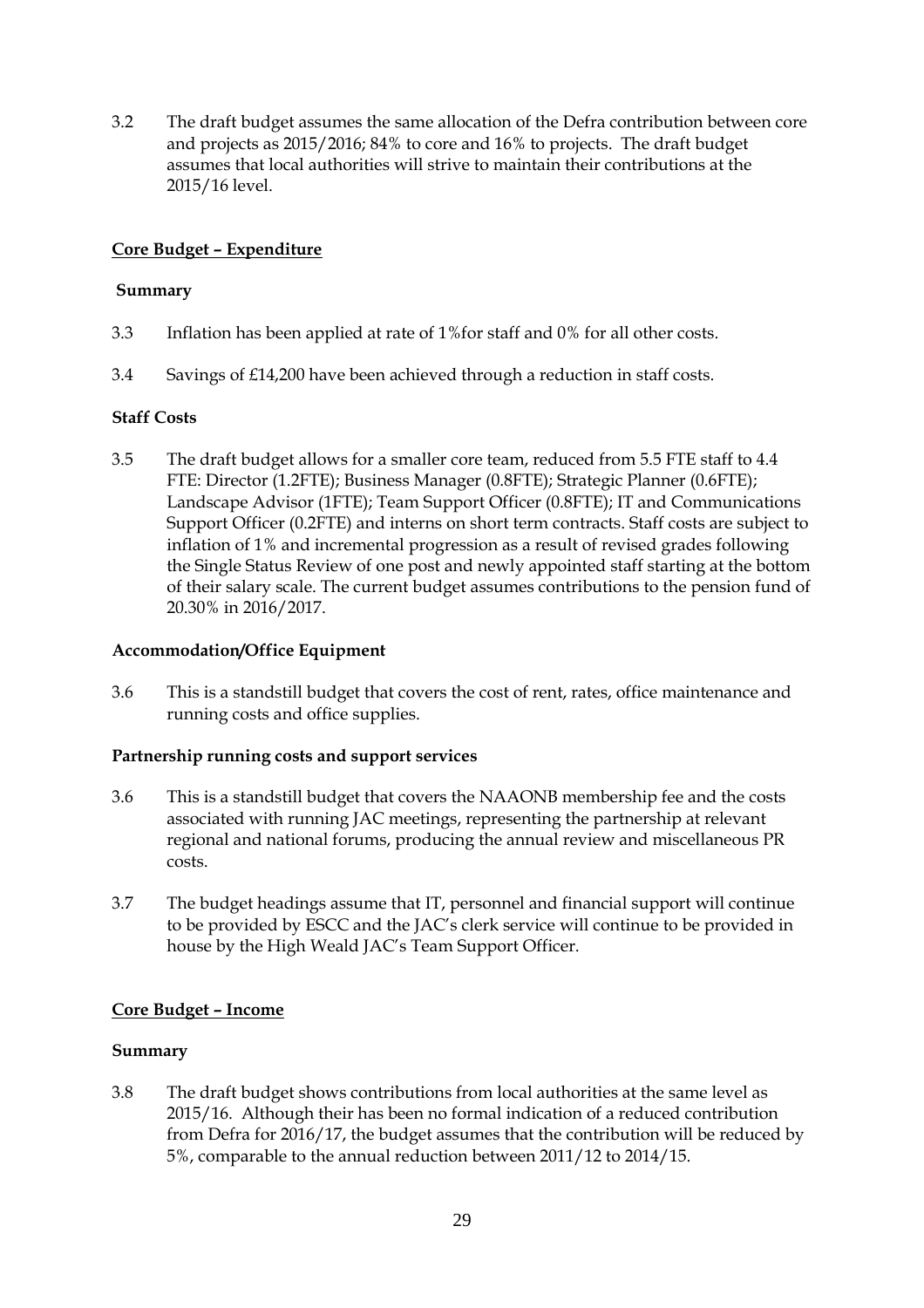3.2 The draft budget assumes the same allocation of the Defra contribution between core and projects as 2015/2016; 84% to core and 16% to projects. The draft budget assumes that local authorities will strive to maintain their contributions at the 2015/16 level.

## **Core Budget – Expenditure**

### Summary

3.3 Inflation has been applied at rate of 1%for staff and 0% for all other costs.

3.4 Savings of £14,200 have been achieved through a reduction in staff costs.

### Staff Costs

3.5 The draft budget allows for a smaller core team, reduced from 5.5 FTE staff to 4.4 FTE: Director (1.2FTE); Business Manager (0.8FTE); Strategic Planner (0.6FTE); Landscape Advisor (1FTE); Team Support Officer (0.8FTE); IT and Communications Support Officer (0.2FTE) and interns on short term contracts. Staff costs are subject to inflation of 1% and incremental progression as a result of revised grades following the Single Status Review of one post and newly appointed staff starting at the bottom of their salary scale. The current budget assumes contributions to the pension fund of 20.30% in 2016/2017.

### Accommodation/Office Equipment

3.6 This is a standstill budget that covers the cost of rent, rates, office maintenance and running costs and office supplies.

### Partnership running costs and support services

3.6 This is a standstill budget that covers the NAAONB membership fee and the costs associated with running JAC meetings, representing the partnership at relevant regional and national forums, producing the annual review and miscellaneous PR costs.

3.7 The budget headings assume that IT, personnel and financial support will continue to be provided by ESCC and the JAC's clerk service will continue to be provided in house by the High Weald JAC's Team Support Officer.

## **Core Budget – Income**

### Summary

3.8 The draft budget shows contributions from local authorities at the same level as 2015/16. Although their has been no formal indication of a reduced contribution from Defra for 2016/17, the budget assumes that the contribution will be reduced by 5%, comparable to the annual reduction between 2011/12 to 2014/15.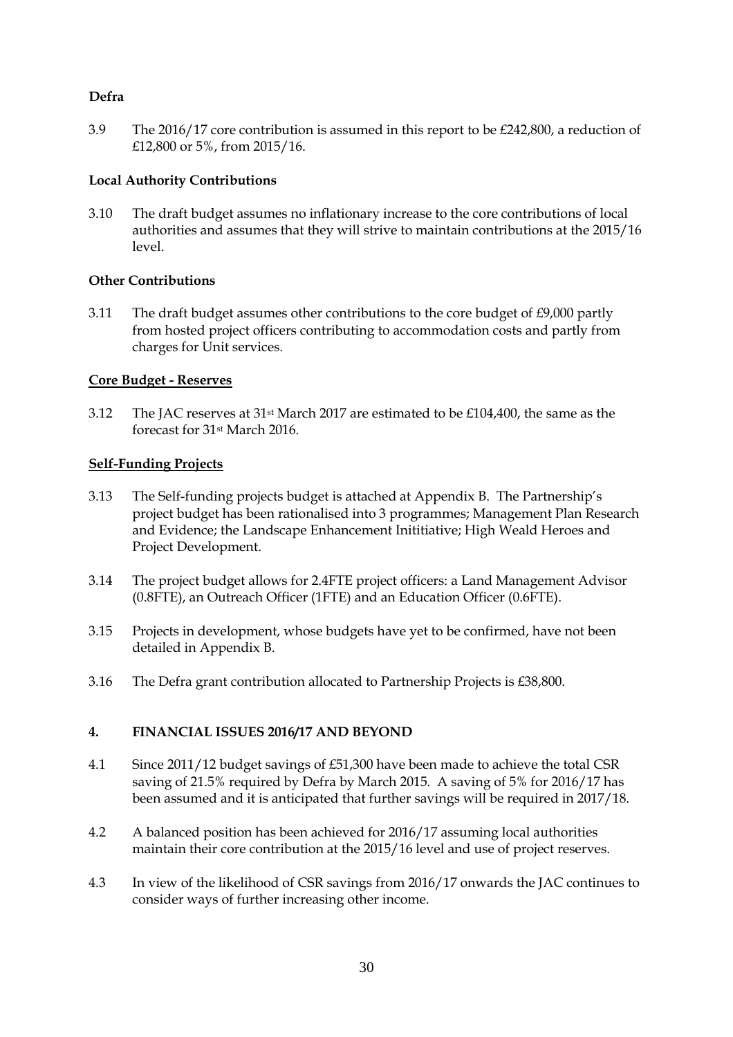**Defra**

3.9 The 2016/17 core contribution is assumed in this report to be £242,800, a reduction of £12,800 or 5%, from 2015/16.

**Local Authority Contributions**

3.10 The draft budget assumes no inflationary increase to the core contributions of local authorities and assumes that they will strive to maintain contributions at the 2015/16 level.

**Other Contributions**

3.11 The draft budget assumes other contributions to the core budget of £9,000 partly from hosted project officers contributing to accommodation costs and partly from charges for Unit services.

**Core Budget - Reserves**

3.12 The JAC reserves at 31st March 2017 are estimated to be £104,400, the same as the forecast for 31st March 2016.

**Self-Funding Projects**

3.13 The Self-funding projects budget is attached at Appendix B. The Partnership's project budget has been rationalised into 3 programmes; Management Plan Research and Evidence; the Landscape Enhancement Inititiative; High Weald Heroes and Project Development.

3.14 The project budget allows for 2.4FTE project officers: a Land Management Advisor (0.8FTE), an Outreach Officer (1FTE) and an Education Officer (0.6FTE).

3.15 Projects in development, whose budgets have yet to be confirmed, have not been detailed in Appendix B.

3.16 The Defra grant contribution allocated to Partnership Projects is £38,800.

## 4. FINANCIAL ISSUES 2016/17 AND BEYOND

4.1 Since 2011/12 budget savings of £51,300 have been made to achieve the total CSR saving of 21.5% required by Defra by March 2015. A saving of 5% for 2016/17 has been assumed and it is anticipated that further savings will be required in 2017/18.

4.2 A balanced position has been achieved for 2016/17 assuming local authorities maintain their core contribution at the 2015/16 level and use of project reserves.

4.3 In view of the likelihood of CSR savings from 2016/17 onwards the JAC continues to consider ways of further increasing other income.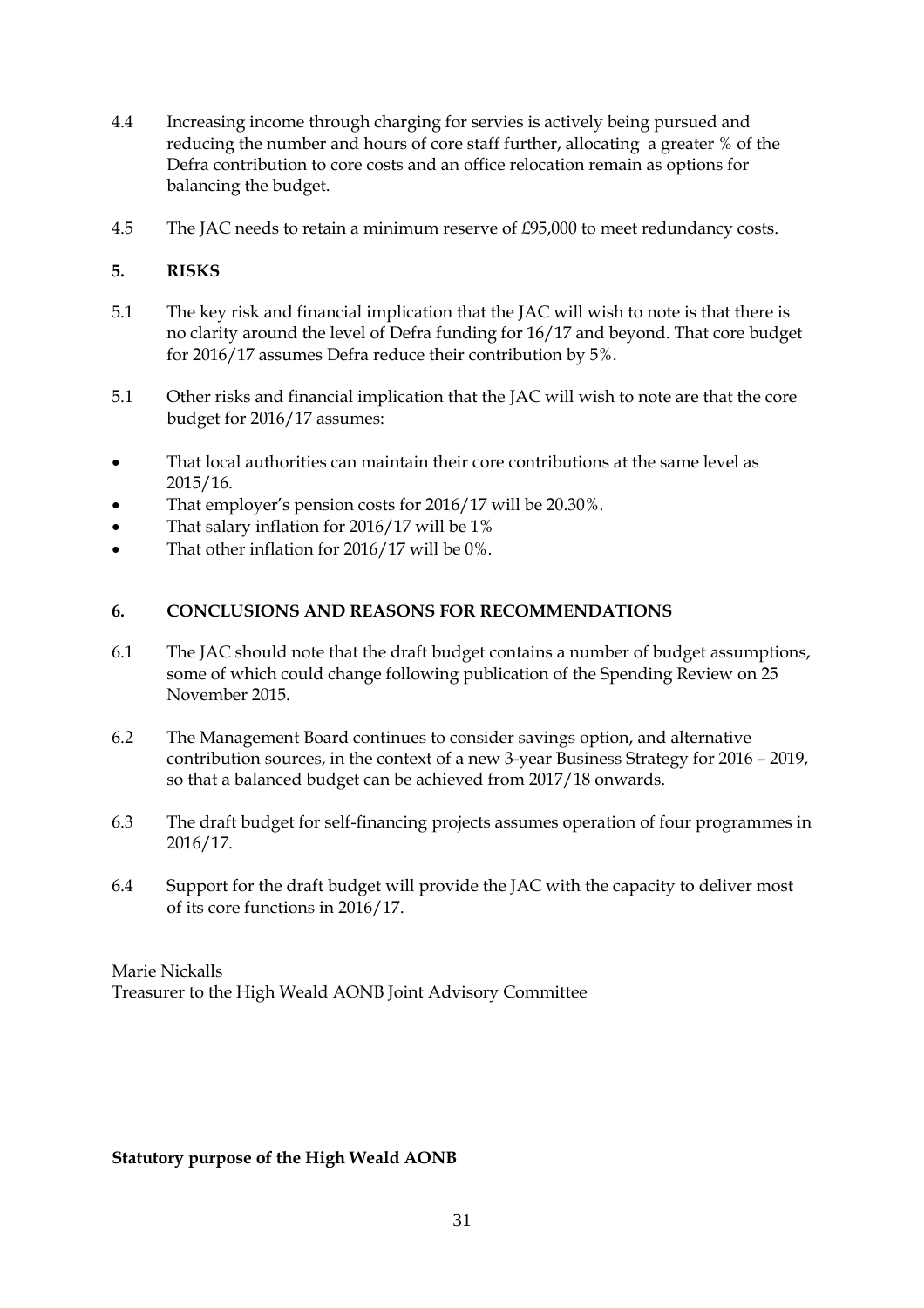4.4 Increasing income through charging for servies is actively being pursued and reducing the number and hours of core staff further, allocating a greater % of the Defra contribution to core costs and an office relocation remain as options for balancing the budget.

4.5 The JAC needs to retain a minimum reserve of £95,000 to meet redundancy costs.

## 5. RISKS

5.1 The key risk and financial implication that the JAC will wish to note is that there is no clarity around the level of Defra funding for 16/17 and beyond. That core budget for 2016/17 assumes Defra reduce their contribution by 5%.

5.1 Other risks and financial implication that the JAC will wish to note are that the core budget for 2016/17 assumes:

- That local authorities can maintain their core contributions at the same level as 2015/16.
- That employer's pension costs for 2016/17 will be 20.30%.
- That salary inflation for 2016/17 will be 1%
- That other inflation for 2016/17 will be 0%.

## 6. CONCLUSIONS AND REASONS FOR RECOMMENDATIONS

6.1 The JAC should note that the draft budget contains a number of budget assumptions, some of which could change following publication of the Spending Review on 25 November 2015.

6.2 The Management Board continues to consider savings option, and alternative contribution sources, in the context of a new 3-year Business Strategy for 2016 – 2019, so that a balanced budget can be achieved from 2017/18 onwards.

6.3 The draft budget for self-financing projects assumes operation of four programmes in 2016/17.

6.4 Support for the draft budget will provide the JAC with the capacity to deliver most of its core functions in 2016/17.

Marie Nickalls
Treasurer to the High Weald AONB Joint Advisory Committee

**Statutory purpose of the High Weald AONB**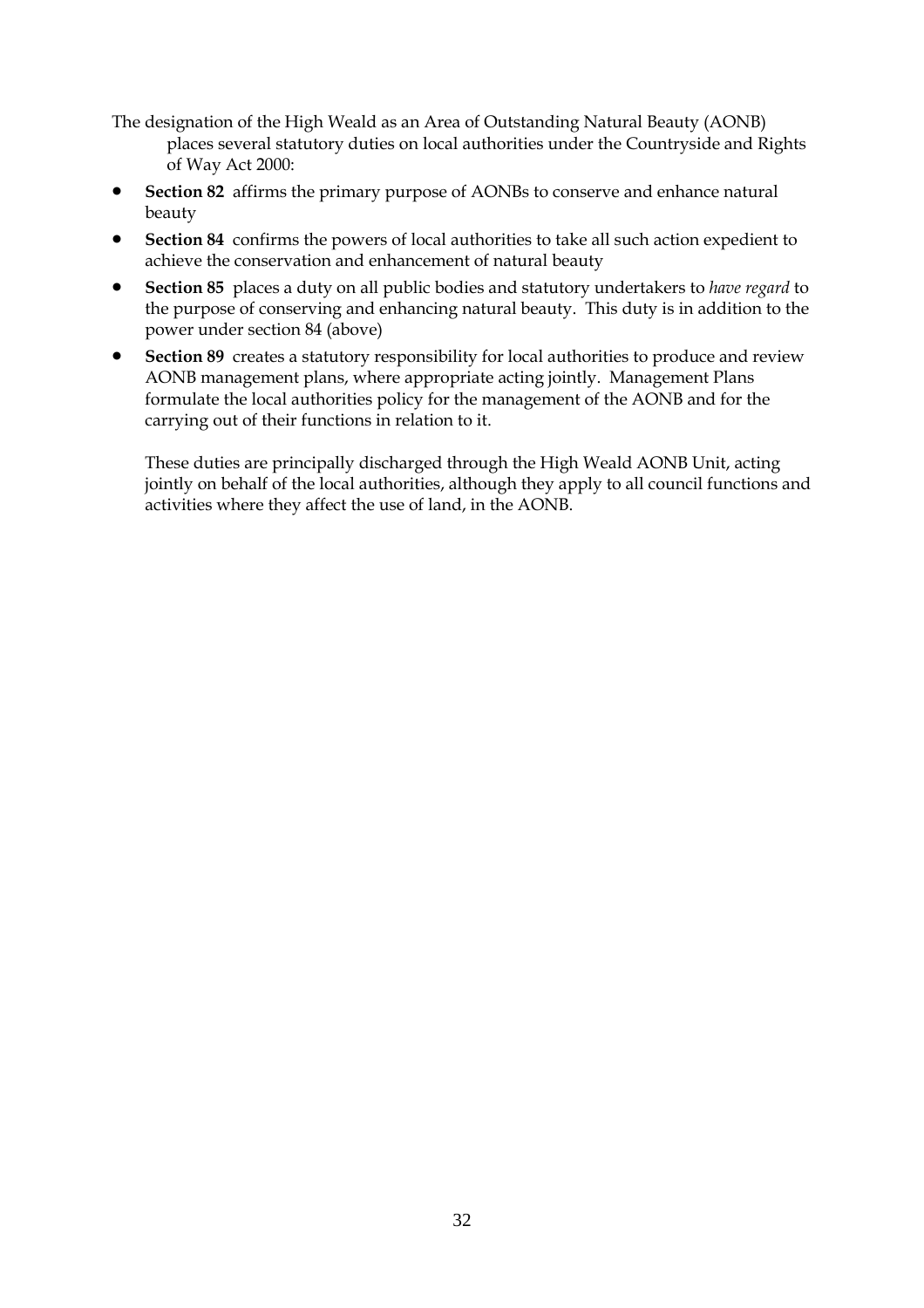The designation of the High Weald as an Area of Outstanding Natural Beauty (AONB) places several statutory duties on local authorities under the Countryside and Rights of Way Act 2000:

- **Section 82** affirms the primary purpose of AONBs to conserve and enhance natural beauty
- **Section 84** confirms the powers of local authorities to take all such action expedient to achieve the conservation and enhancement of natural beauty
- **Section 85** places a duty on all public bodies and statutory undertakers to *have regard* to the purpose of conserving and enhancing natural beauty. This duty is in addition to the power under section 84 (above)
- **Section 89** creates a statutory responsibility for local authorities to produce and review AONB management plans, where appropriate acting jointly. Management Plans formulate the local authorities policy for the management of the AONB and for the carrying out of their functions in relation to it.

These duties are principally discharged through the High Weald AONB Unit, acting jointly on behalf of the local authorities, although they apply to all council functions and activities where they affect the use of land, in the AONB.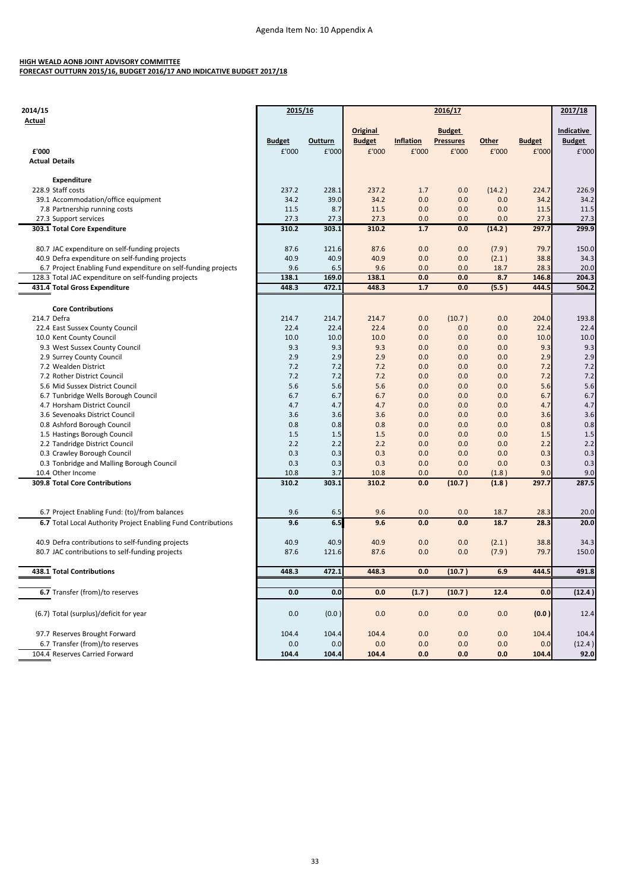Agenda Item No: 10 Appendix A

**HIGH WEALD AONB JOINT ADVISORY COMMITTEE**
**FORECAST OUTTURN 2015/16, BUDGET 2016/17 AND INDICATIVE BUDGET 2017/18**

| 2014/15 Actual | | 2015/16 | | 2016/17 | | | | | 2017/18 |
|---|---|---|---|---|---|---|---|---|---|
| | | Budget | Outturn | Original Budget | Inflation | Budget Pressures | Other | Budget | Indicative Budget |
| £'000 | Actual Details | £'000 | £'000 | £'000 | £'000 | £'000 | £'000 | £'000 | £'000 |
| | **Expenditure** | | | | | | | | |
| 228.9 | Staff costs | 237.2 | 228.1 | 237.2 | 1.7 | 0.0 | (14.2) | 224.7 | 226.9 |
| 39.1 | Accommodation/office equipment | 34.2 | 39.0 | 34.2 | 0.0 | 0.0 | 0.0 | 34.2 | 34.2 |
| 7.8 | Partnership running costs | 11.5 | 8.7 | 11.5 | 0.0 | 0.0 | 0.0 | 11.5 | 11.5 |
| 27.3 | Support services | 27.3 | 27.3 | 27.3 | 0.0 | 0.0 | 0.0 | 27.3 | 27.3 |
| **303.1** | **Total Core Expenditure** | **310.2** | **303.1** | **310.2** | **1.7** | **0.0** | **(14.2)** | **297.7** | **299.9** |
| 80.7 | JAC expenditure on self-funding projects | 87.6 | 121.6 | 87.6 | 0.0 | 0.0 | (7.9) | 79.7 | 150.0 |
| 40.9 | Defra expenditure on self-funding projects | 40.9 | 40.9 | 40.9 | 0.0 | 0.0 | (2.1) | 38.8 | 34.3 |
| 6.7 | Project Enabling Fund expenditure on self-funding projects | 9.6 | 6.5 | 9.6 | 0.0 | 0.0 | 18.7 | 28.3 | 20.0 |
| 128.3 | Total JAC expenditure on self-funding projects | **138.1** | **169.0** | **138.1** | **0.0** | **0.0** | **8.7** | **146.8** | **204.3** |
| **431.4** | **Total Gross Expenditure** | **448.3** | **472.1** | **448.3** | **1.7** | **0.0** | **(5.5)** | **444.5** | **504.2** |
| | **Core Contributions** | | | | | | | | |
| 214.7 | Defra | 214.7 | 214.7 | 214.7 | 0.0 | (10.7) | 0.0 | 204.0 | 193.8 |
| 22.4 | East Sussex County Council | 22.4 | 22.4 | 22.4 | 0.0 | 0.0 | 0.0 | 22.4 | 22.4 |
| 10.0 | Kent County Council | 10.0 | 10.0 | 10.0 | 0.0 | 0.0 | 0.0 | 10.0 | 10.0 |
| 9.3 | West Sussex County Council | 9.3 | 9.3 | 9.3 | 0.0 | 0.0 | 0.0 | 9.3 | 9.3 |
| 2.9 | Surrey County Council | 2.9 | 2.9 | 2.9 | 0.0 | 0.0 | 0.0 | 2.9 | 2.9 |
| 7.2 | Wealden District | 7.2 | 7.2 | 7.2 | 0.0 | 0.0 | 0.0 | 7.2 | 7.2 |
| 7.2 | Rother District Council | 7.2 | 7.2 | 7.2 | 0.0 | 0.0 | 0.0 | 7.2 | 7.2 |
| 5.6 | Mid Sussex District Council | 5.6 | 5.6 | 5.6 | 0.0 | 0.0 | 0.0 | 5.6 | 5.6 |
| 6.7 | Tunbridge Wells Borough Council | 6.7 | 6.7 | 6.7 | 0.0 | 0.0 | 0.0 | 6.7 | 6.7 |
| 4.7 | Horsham District Council | 4.7 | 4.7 | 4.7 | 0.0 | 0.0 | 0.0 | 4.7 | 4.7 |
| 3.6 | Sevenoaks District Council | 3.6 | 3.6 | 3.6 | 0.0 | 0.0 | 0.0 | 3.6 | 3.6 |
| 0.8 | Ashford Borough Council | 0.8 | 0.8 | 0.8 | 0.0 | 0.0 | 0.0 | 0.8 | 0.8 |
| 1.5 | Hastings Borough Council | 1.5 | 1.5 | 1.5 | 0.0 | 0.0 | 0.0 | 1.5 | 1.5 |
| 2.2 | Tandridge District Council | 2.2 | 2.2 | 2.2 | 0.0 | 0.0 | 0.0 | 2.2 | 2.2 |
| 0.3 | Crawley Borough Council | 0.3 | 0.3 | 0.3 | 0.0 | 0.0 | 0.0 | 0.3 | 0.3 |
| 0.3 | Tonbridge and Malling Borough Council | 0.3 | 0.3 | 0.3 | 0.0 | 0.0 | 0.0 | 0.3 | 0.3 |
| 10.4 | Other Income | 10.8 | 3.7 | 10.8 | 0.0 | 0.0 | (1.8) | 9.0 | 9.0 |
| **309.8** | **Total Core Contributions** | **310.2** | **303.1** | **310.2** | **0.0** | **(10.7)** | **(1.8)** | **297.7** | **287.5** |
| 6.7 | Project Enabling Fund: (to)/from balances | 9.6 | 6.5 | 9.6 | 0.0 | 0.0 | 18.7 | 28.3 | 20.0 |
| **6.7** | Total Local Authority Project Enabling Fund Contributions | **9.6** | **6.5** | **9.6** | **0.0** | **0.0** | **18.7** | **28.3** | **20.0** |
| 40.9 | Defra contributions to self-funding projects | 40.9 | 40.9 | 40.9 | 0.0 | 0.0 | (2.1) | 38.8 | 34.3 |
| 80.7 | JAC contributions to self-funding projects | 87.6 | 121.6 | 87.6 | 0.0 | 0.0 | (7.9) | 79.7 | 150.0 |
| **438.1** | **Total Contributions** | **448.3** | **472.1** | **448.3** | **0.0** | **(10.7)** | **6.9** | **444.5** | **491.8** |
| **6.7** | Transfer (from)/to reserves | **0.0** | **0.0** | **0.0** | **(1.7)** | **(10.7)** | **12.4** | **0.0** | **(12.4)** |
| (6.7) | Total (surplus)/deficit for year | 0.0 | (0.0) | 0.0 | 0.0 | 0.0 | 0.0 | **(0.0)** | 12.4 |
| 97.7 | Reserves Brought Forward | 104.4 | 104.4 | 104.4 | 0.0 | 0.0 | 0.0 | 104.4 | 104.4 |
| 6.7 | Transfer (from)/to reserves | 0.0 | 0.0 | 0.0 | 0.0 | 0.0 | 0.0 | 0.0 | (12.4) |
| 104.4 | Reserves Carried Forward | **104.4** | **104.4** | **104.4** | **0.0** | **0.0** | **0.0** | **104.4** | **92.0** |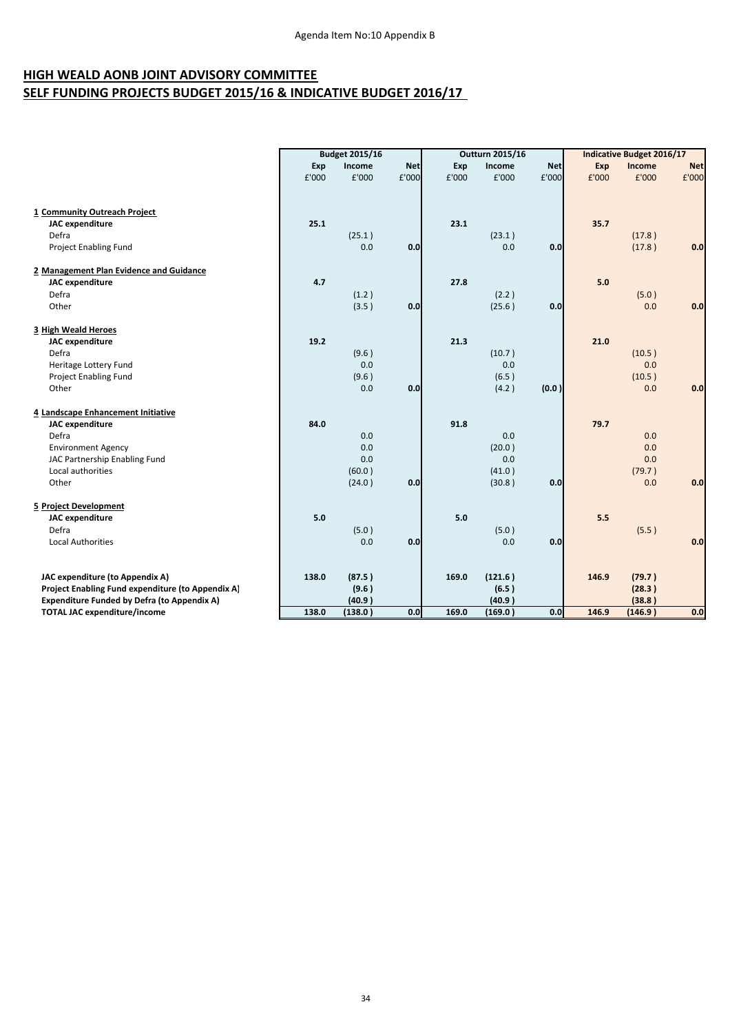Agenda Item No:10 Appendix B

# HIGH WEALD AONB JOINT ADVISORY COMMITTEE

## SELF FUNDING PROJECTS BUDGET 2015/16 & INDICATIVE BUDGET 2016/17

| | Budget 2015/16 | | | Outturn 2015/16 | | | Indicative Budget 2016/17 | | |
|---|---|---|---|---|---|---|---|---|---|
| | Exp | Income | Net | Exp | Income | Net | Exp | Income | Net |
| | £'000 | £'000 | £'000 | £'000 | £'000 | £'000 | £'000 | £'000 | £'000 |
| **1 Community Outreach Project** | | | | | | | | | |
| **JAC expenditure** | **25.1** | | | **23.1** | | | **35.7** | | |
| Defra | | (25.1 ) | | | (23.1 ) | | | (17.8 ) | |
| Project Enabling Fund | | 0.0 | **0.0** | | 0.0 | **0.0** | | (17.8 ) | **0.0** |
| **2 Management Plan Evidence and Guidance** | | | | | | | | | |
| **JAC expenditure** | **4.7** | | | **27.8** | | | **5.0** | | |
| Defra | | (1.2 ) | | | (2.2 ) | | | (5.0 ) | |
| Other | | (3.5 ) | **0.0** | | (25.6 ) | **0.0** | | 0.0 | **0.0** |
| **3 High Weald Heroes** | | | | | | | | | |
| **JAC expenditure** | **19.2** | | | **21.3** | | | **21.0** | | |
| Defra | | (9.6 ) | | | (10.7 ) | | | (10.5 ) | |
| Heritage Lottery Fund | | 0.0 | | | 0.0 | | | 0.0 | |
| Project Enabling Fund | | (9.6 ) | | | (6.5 ) | | | (10.5 ) | |
| Other | | 0.0 | **0.0** | | (4.2 ) | **(0.0 )** | | 0.0 | **0.0** |
| **4 Landscape Enhancement Initiative** | | | | | | | | | |
| **JAC expenditure** | **84.0** | | | **91.8** | | | **79.7** | | |
| Defra | | 0.0 | | | 0.0 | | | 0.0 | |
| Environment Agency | | 0.0 | | | (20.0 ) | | | 0.0 | |
| JAC Partnership Enabling Fund | | 0.0 | | | 0.0 | | | 0.0 | |
| Local authorities | | (60.0 ) | | | (41.0 ) | | | (79.7 ) | |
| Other | | (24.0 ) | **0.0** | | (30.8 ) | **0.0** | | 0.0 | **0.0** |
| **5 Project Development** | | | | | | | | | |
| **JAC expenditure** | **5.0** | | | **5.0** | | | **5.5** | | |
| Defra | | (5.0 ) | | | (5.0 ) | | | (5.5 ) | |
| Local Authorities | | 0.0 | **0.0** | | 0.0 | **0.0** | | | **0.0** |
| **JAC expenditure (to Appendix A)** | **138.0** | **(87.5 )** | | **169.0** | **(121.6 )** | | **146.9** | **(79.7 )** | |
| **Project Enabling Fund expenditure (to Appendix A)** | | **(9.6 )** | | | **(6.5 )** | | | **(28.3 )** | |
| **Expenditure Funded by Defra (to Appendix A)** | | **(40.9 )** | | | **(40.9 )** | | | **(38.8 )** | |
| **TOTAL JAC expenditure/income** | **138.0** | **(138.0 )** | **0.0** | **169.0** | **(169.0 )** | **0.0** | **146.9** | **(146.9 )** | **0.0** |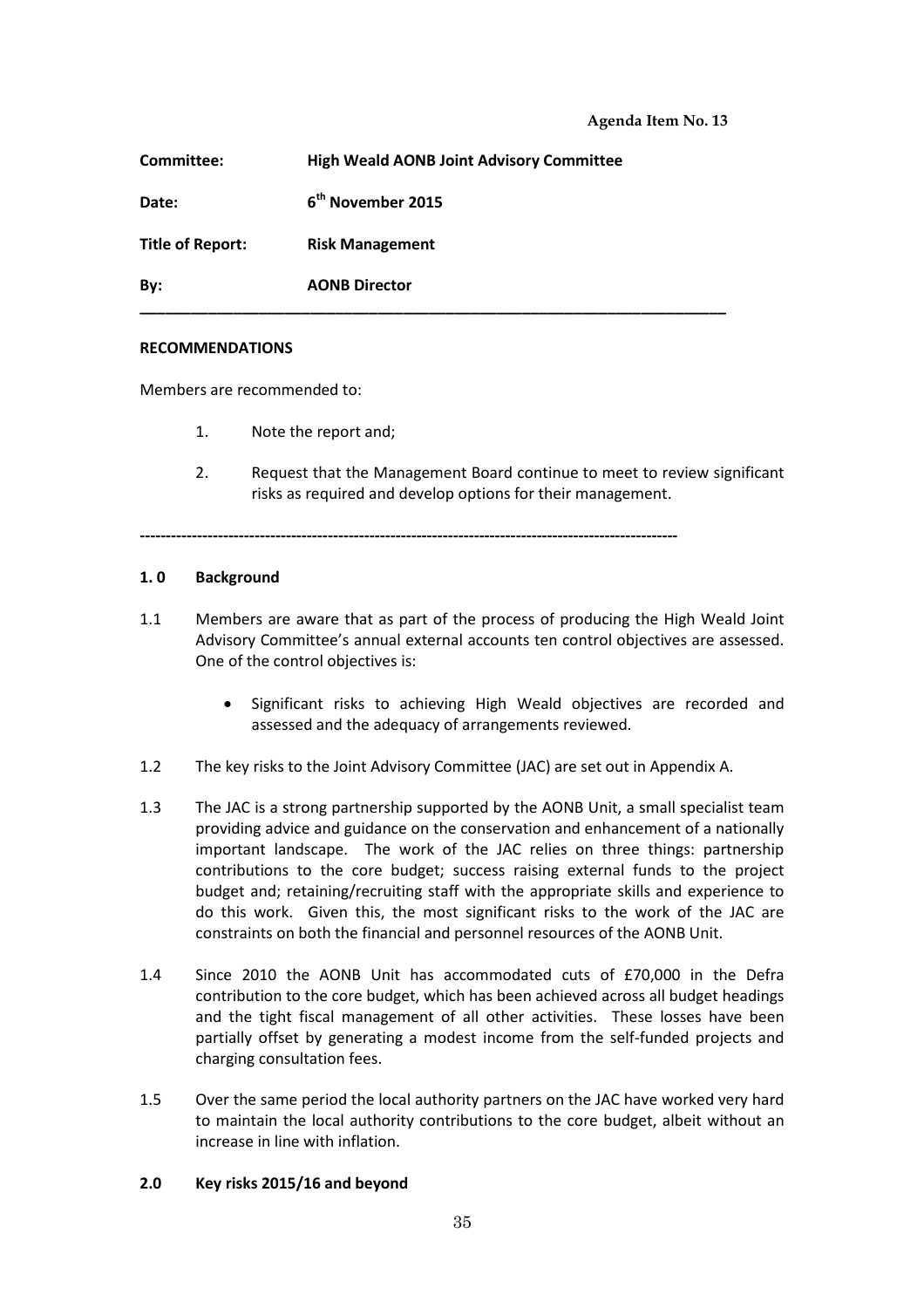Agenda Item No. 13

**Committee:** **High Weald AONB Joint Advisory Committee**

**Date:** **6th November 2015**

**Title of Report:** **Risk Management**

**By:** **AONB Director**

---

**RECOMMENDATIONS**

Members are recommended to:

1. Note the report and;

2. Request that the Management Board continue to meet to review significant risks as required and develop options for their management.

---

**1. 0 Background**

1.1 Members are aware that as part of the process of producing the High Weald Joint Advisory Committee's annual external accounts ten control objectives are assessed. One of the control objectives is:

- Significant risks to achieving High Weald objectives are recorded and assessed and the adequacy of arrangements reviewed.

1.2 The key risks to the Joint Advisory Committee (JAC) are set out in Appendix A.

1.3 The JAC is a strong partnership supported by the AONB Unit, a small specialist team providing advice and guidance on the conservation and enhancement of a nationally important landscape. The work of the JAC relies on three things: partnership contributions to the core budget; success raising external funds to the project budget and; retaining/recruiting staff with the appropriate skills and experience to do this work. Given this, the most significant risks to the work of the JAC are constraints on both the financial and personnel resources of the AONB Unit.

1.4 Since 2010 the AONB Unit has accommodated cuts of £70,000 in the Defra contribution to the core budget, which has been achieved across all budget headings and the tight fiscal management of all other activities. These losses have been partially offset by generating a modest income from the self-funded projects and charging consultation fees.

1.5 Over the same period the local authority partners on the JAC have worked very hard to maintain the local authority contributions to the core budget, albeit without an increase in line with inflation.

**2.0 Key risks 2015/16 and beyond**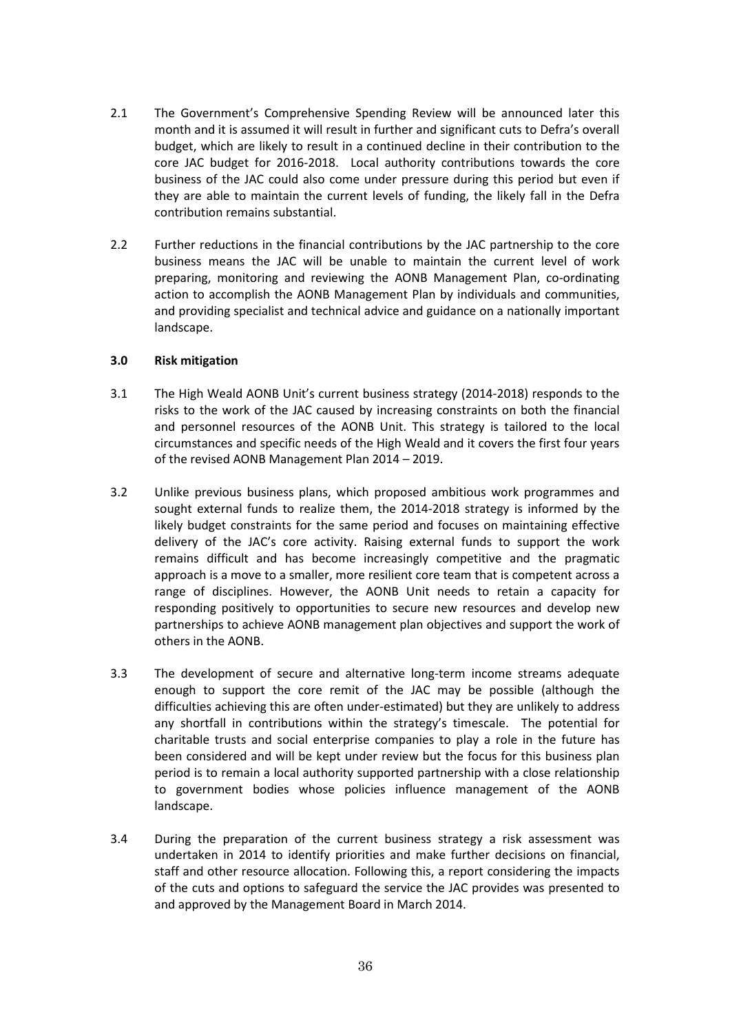2.1 The Government's Comprehensive Spending Review will be announced later this month and it is assumed it will result in further and significant cuts to Defra's overall budget, which are likely to result in a continued decline in their contribution to the core JAC budget for 2016-2018. Local authority contributions towards the core business of the JAC could also come under pressure during this period but even if they are able to maintain the current levels of funding, the likely fall in the Defra contribution remains substantial.

2.2 Further reductions in the financial contributions by the JAC partnership to the core business means the JAC will be unable to maintain the current level of work preparing, monitoring and reviewing the AONB Management Plan, co-ordinating action to accomplish the AONB Management Plan by individuals and communities, and providing specialist and technical advice and guidance on a nationally important landscape.

### 3.0 Risk mitigation

3.1 The High Weald AONB Unit's current business strategy (2014-2018) responds to the risks to the work of the JAC caused by increasing constraints on both the financial and personnel resources of the AONB Unit. This strategy is tailored to the local circumstances and specific needs of the High Weald and it covers the first four years of the revised AONB Management Plan 2014 – 2019.

3.2 Unlike previous business plans, which proposed ambitious work programmes and sought external funds to realize them, the 2014-2018 strategy is informed by the likely budget constraints for the same period and focuses on maintaining effective delivery of the JAC's core activity. Raising external funds to support the work remains difficult and has become increasingly competitive and the pragmatic approach is a move to a smaller, more resilient core team that is competent across a range of disciplines. However, the AONB Unit needs to retain a capacity for responding positively to opportunities to secure new resources and develop new partnerships to achieve AONB management plan objectives and support the work of others in the AONB.

3.3 The development of secure and alternative long-term income streams adequate enough to support the core remit of the JAC may be possible (although the difficulties achieving this are often under-estimated) but they are unlikely to address any shortfall in contributions within the strategy's timescale. The potential for charitable trusts and social enterprise companies to play a role in the future has been considered and will be kept under review but the focus for this business plan period is to remain a local authority supported partnership with a close relationship to government bodies whose policies influence management of the AONB landscape.

3.4 During the preparation of the current business strategy a risk assessment was undertaken in 2014 to identify priorities and make further decisions on financial, staff and other resource allocation. Following this, a report considering the impacts of the cuts and options to safeguard the service the JAC provides was presented to and approved by the Management Board in March 2014.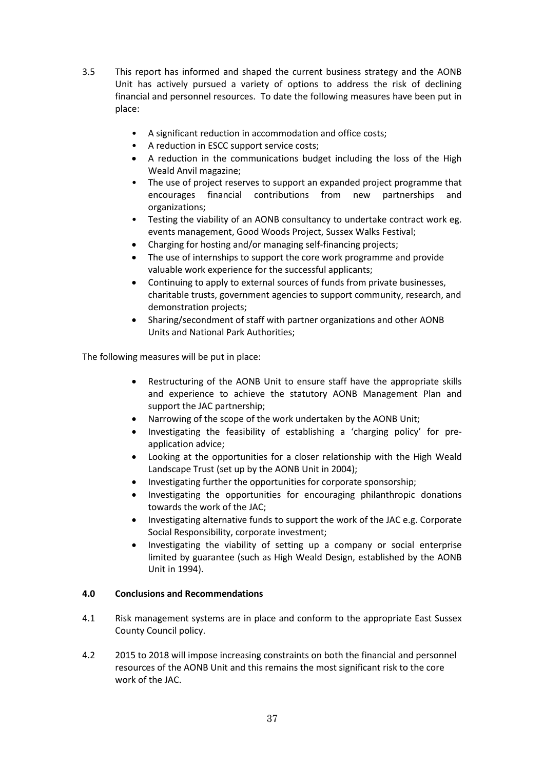3.5 This report has informed and shaped the current business strategy and the AONB Unit has actively pursued a variety of options to address the risk of declining financial and personnel resources. To date the following measures have been put in place:

- A significant reduction in accommodation and office costs;
- A reduction in ESCC support service costs;
- A reduction in the communications budget including the loss of the High Weald Anvil magazine;
- The use of project reserves to support an expanded project programme that encourages financial contributions from new partnerships and organizations;
- Testing the viability of an AONB consultancy to undertake contract work eg. events management, Good Woods Project, Sussex Walks Festival;
- Charging for hosting and/or managing self-financing projects;
- The use of internships to support the core work programme and provide valuable work experience for the successful applicants;
- Continuing to apply to external sources of funds from private businesses, charitable trusts, government agencies to support community, research, and demonstration projects;
- Sharing/secondment of staff with partner organizations and other AONB Units and National Park Authorities;

The following measures will be put in place:

- Restructuring of the AONB Unit to ensure staff have the appropriate skills and experience to achieve the statutory AONB Management Plan and support the JAC partnership;
- Narrowing of the scope of the work undertaken by the AONB Unit;
- Investigating the feasibility of establishing a 'charging policy' for pre-application advice;
- Looking at the opportunities for a closer relationship with the High Weald Landscape Trust (set up by the AONB Unit in 2004);
- Investigating further the opportunities for corporate sponsorship;
- Investigating the opportunities for encouraging philanthropic donations towards the work of the JAC;
- Investigating alternative funds to support the work of the JAC e.g. Corporate Social Responsibility, corporate investment;
- Investigating the viability of setting up a company or social enterprise limited by guarantee (such as High Weald Design, established by the AONB Unit in 1994).

**4.0 Conclusions and Recommendations**

4.1 Risk management systems are in place and conform to the appropriate East Sussex County Council policy.

4.2 2015 to 2018 will impose increasing constraints on both the financial and personnel resources of the AONB Unit and this remains the most significant risk to the core work of the JAC.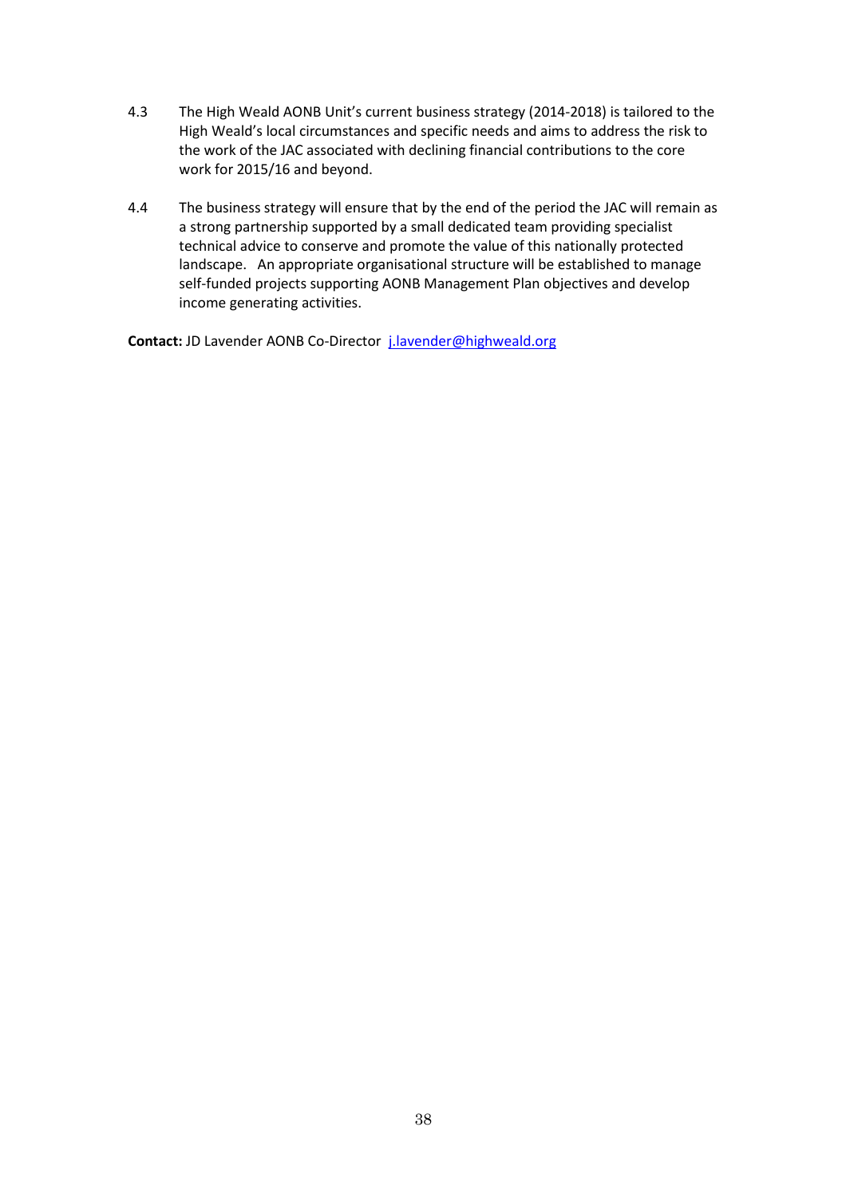4.3 The High Weald AONB Unit's current business strategy (2014-2018) is tailored to the High Weald's local circumstances and specific needs and aims to address the risk to the work of the JAC associated with declining financial contributions to the core work for 2015/16 and beyond.

4.4 The business strategy will ensure that by the end of the period the JAC will remain as a strong partnership supported by a small dedicated team providing specialist technical advice to conserve and promote the value of this nationally protected landscape. An appropriate organisational structure will be established to manage self-funded projects supporting AONB Management Plan objectives and develop income generating activities.

**Contact:** JD Lavender AONB Co-Director j.lavender@highweald.org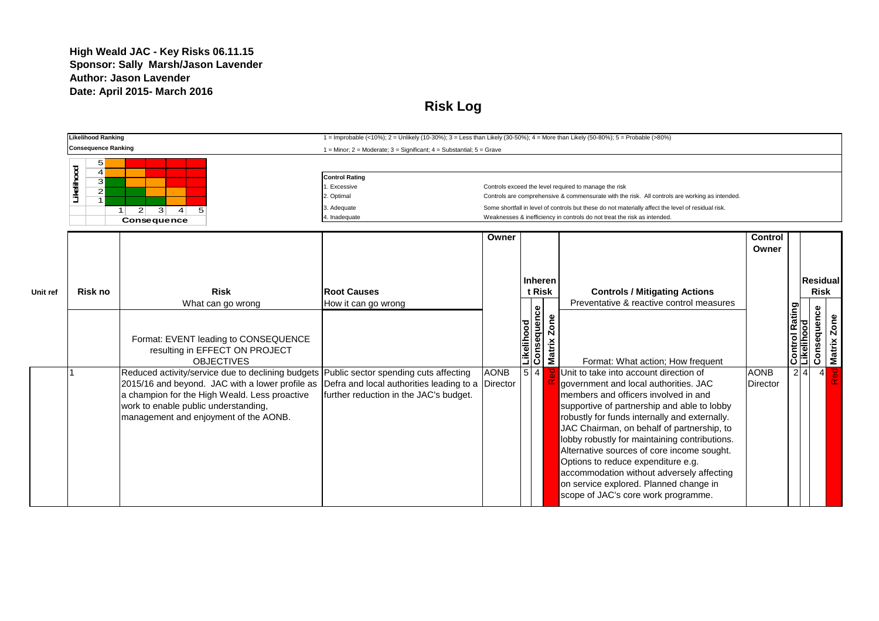**High Weald JAC - Key Risks 06.11.15**
**Sponsor: Sally Marsh/Jason Lavender**
**Author: Jason Lavender**
**Date: April 2015- March 2016**

# Risk Log

| | |
|---|---|
| **Likelihood Ranking** | 1 = Improbable (<10%); 2 = Unlikely (10-30%); 3 = Less than Likely (30-50%); 4 = More than Likely (50-80%); 5 = Probable (>80%) |
| **Consequence Ranking** | 1 = Minor; 2 = Moderate; 3 = Significant; 4 = Substantial; 5 = Grave |

| Likelihood \ Consequence | 1 | 2 | 3 | 4 | 5 |
|---|---|---|---|---|---|
| 5 | | | | | |
| 4 | | | | | |
| 3 | | | | | |
| 2 | | | | | |
| 1 | | | | | |

**Control Rating**

| | |
|---|---|
| 1. Excessive | Controls exceed the level required to manage the risk |
| 2. Optimal | Controls are comprehensive & commensurate with the risk. All controls are working as intended. |
| 3. Adequate | Some shortfall in level of controls but these do not materially affect the level of residual risk. |
| 4. Inadequate | Weaknesses & inefficiency in controls do not treat the risk as intended. |

| Unit ref | Risk no | Risk<br>What can go wrong | Root Causes<br>How it can go wrong | Owner | Inherent Risk | | | Controls / Mitigating Actions<br>Preventative & reactive control measures | Control Owner | | Residual Risk | | |
|---|---|---|---|---|---|---|---|---|---|---|---|---|---|
| | | Format: EVENT leading to CONSEQUENCE resulting in EFFECT ON PROJECT OBJECTIVES | | | Likelihood | Consequence | Matrix Zone | Format: What action; How frequent | | Control Rating | Likelihood | Consequence | Matrix Zone |
| | 1 | Reduced activity/service due to declining budgets 2015/16 and beyond. JAC with a lower profile as a champion for the High Weald. Less proactive work to enable public understanding, management and enjoyment of the AONB. | Public sector spending cuts affecting Defra and local authorities leading to a further reduction in the JAC's budget. | AONB Director | 5 | 4 | Red | Unit to take into account direction of government and local authorities. JAC members and officers involved in and supportive of partnership and able to lobby robustly for funds internally and externally. JAC Chairman, on behalf of partnership, to lobby robustly for maintaining contributions. Alternative sources of core income sought. Options to reduce expenditure e.g. accommodation without adversely affecting on service explored. Planned change in scope of JAC's core work programme. | AONB Director | 2 | 4 | 4 | Red |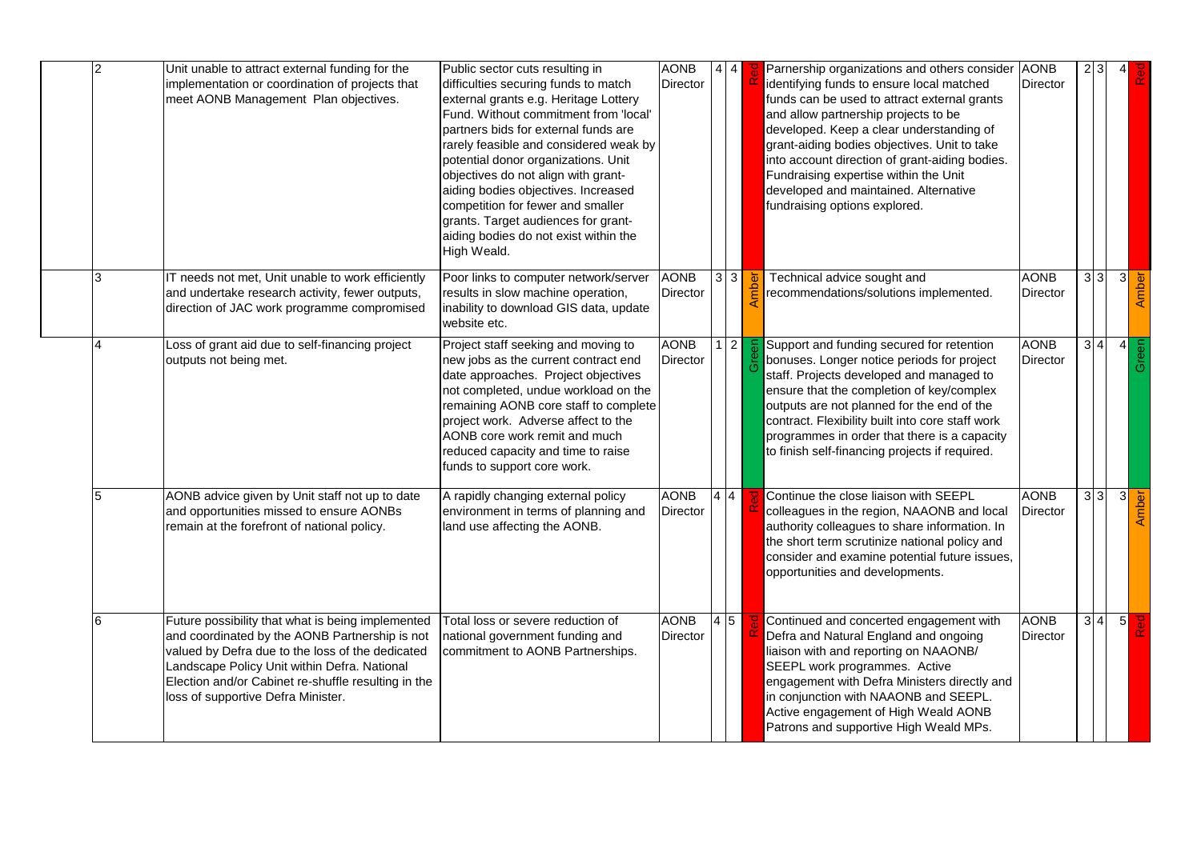| | | | | | | | | | | | | | |
|---|---|---|---|---|---|---|---|---|---|---|---|---|---|
| 2 | Unit unable to attract external funding for the implementation or coordination of projects that meet AONB Management Plan objectives. | Public sector cuts resulting in difficulties securing funds to match external grants e.g. Heritage Lottery Fund. Without commitment from 'local' partners bids for external funds are rarely feasible and considered weak by potential donor organizations. Unit objectives do not align with grant-aiding bodies objectives. Increased competition for fewer and smaller grants. Target audiences for grant-aiding bodies do not exist within the High Weald. | AONB Director | 4 | 4 | Red | Parnership organizations and others consider identifying funds to ensure local matched funds can be used to attract external grants and allow partnership projects to be developed. Keep a clear understanding of grant-aiding bodies objectives. Unit to take into account direction of grant-aiding bodies. Fundraising expertise within the Unit developed and maintained. Alternative fundraising options explored. | AONB Director | 2 | 3 | 4 | Red |
| 3 | IT needs not met, Unit unable to work efficiently and undertake research activity, fewer outputs, direction of JAC work programme compromised | Poor links to computer network/server results in slow machine operation, inability to download GIS data, update website etc. | AONB Director | 3 | 3 | Amber | Technical advice sought and recommendations/solutions implemented. | AONB Director | 3 | 3 | 3 | Amber |
| 4 | Loss of grant aid due to self-financing project outputs not being met. | Project staff seeking and moving to new jobs as the current contract end date approaches. Project objectives not completed, undue workload on the remaining AONB core staff to complete project work. Adverse affect to the AONB core work remit and much reduced capacity and time to raise funds to support core work. | AONB Director | 1 | 2 | Green | Support and funding secured for retention bonuses. Longer notice periods for project staff. Projects developed and managed to ensure that the completion of key/complex outputs are not planned for the end of the contract. Flexibility built into core staff work programmes in order that there is a capacity to finish self-financing projects if required. | AONB Director | 3 | 4 | 4 | Green |
| 5 | AONB advice given by Unit staff not up to date and opportunities missed to ensure AONBs remain at the forefront of national policy. | A rapidly changing external policy environment in terms of planning and land use affecting the AONB. | AONB Director | 4 | 4 | Red | Continue the close liaison with SEEPL colleagues in the region, NAAONB and local authority colleagues to share information. In the short term scrutinize national policy and consider and examine potential future issues, opportunities and developments. | AONB Director | 3 | 3 | 3 | Amber |
| 6 | Future possibility that what is being implemented and coordinated by the AONB Partnership is not valued by Defra due to the loss of the dedicated Landscape Policy Unit within Defra. National Election and/or Cabinet re-shuffle resulting in the loss of supportive Defra Minister. | Total loss or severe reduction of national government funding and commitment to AONB Partnerships. | AONB Director | 4 | 5 | Red | Continued and concerted engagement with Defra and Natural England and ongoing liaison with and reporting on NAAONB/ SEEPL work programmes. Active engagement with Defra Ministers directly and in conjunction with NAAONB and SEEPL. Active engagement of High Weald AONB Patrons and supportive High Weald MPs. | AONB Director | 3 | 4 | 5 | Red |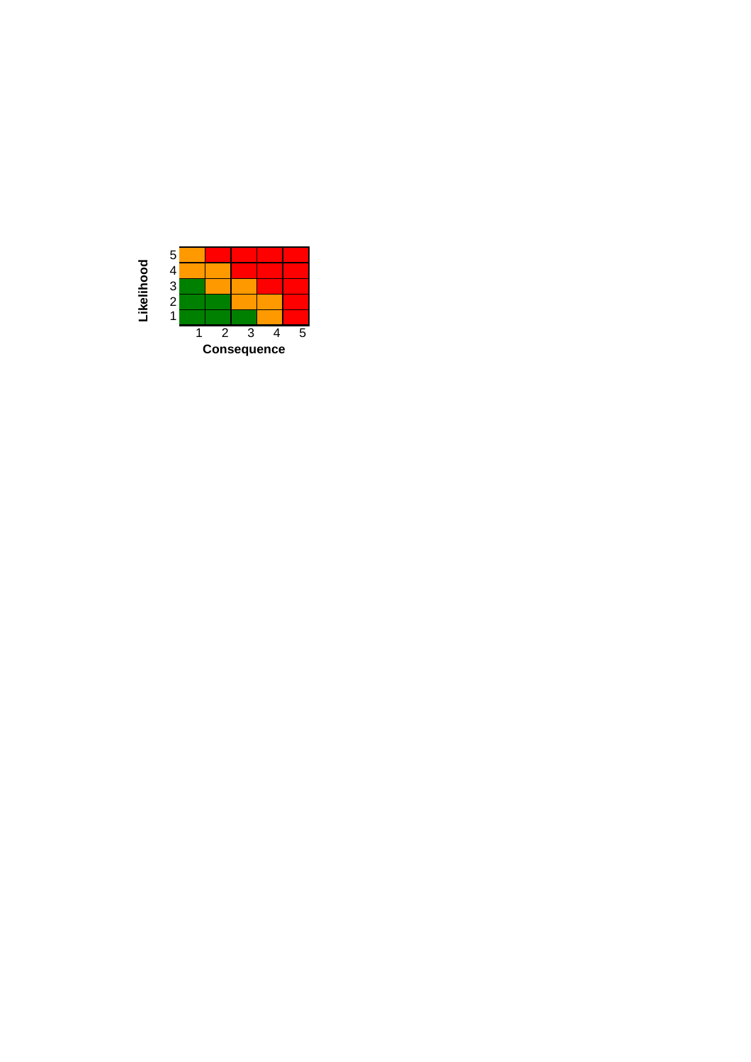Likelihood

5
4
3
2
1

1 2 3 4 5

Consequence